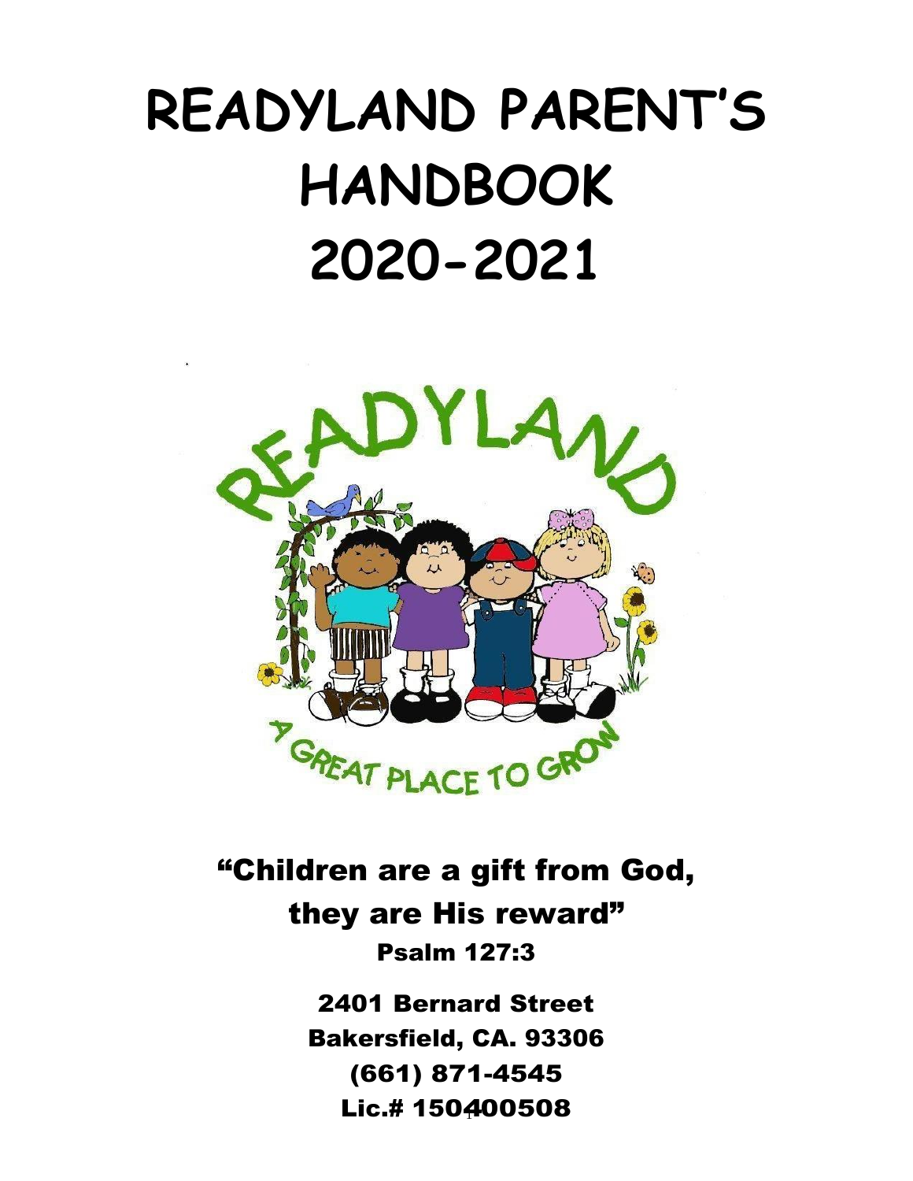# READYLAND PARENT'S HANDBOOK 2020-2021

**"Children are a gift from God, they are His reward"**

**Psalm 127:3**

**2401 Bernard Street**
**Bakersfield, CA. 93306**
**(661) 871-4545**
**Lic.# 150400508**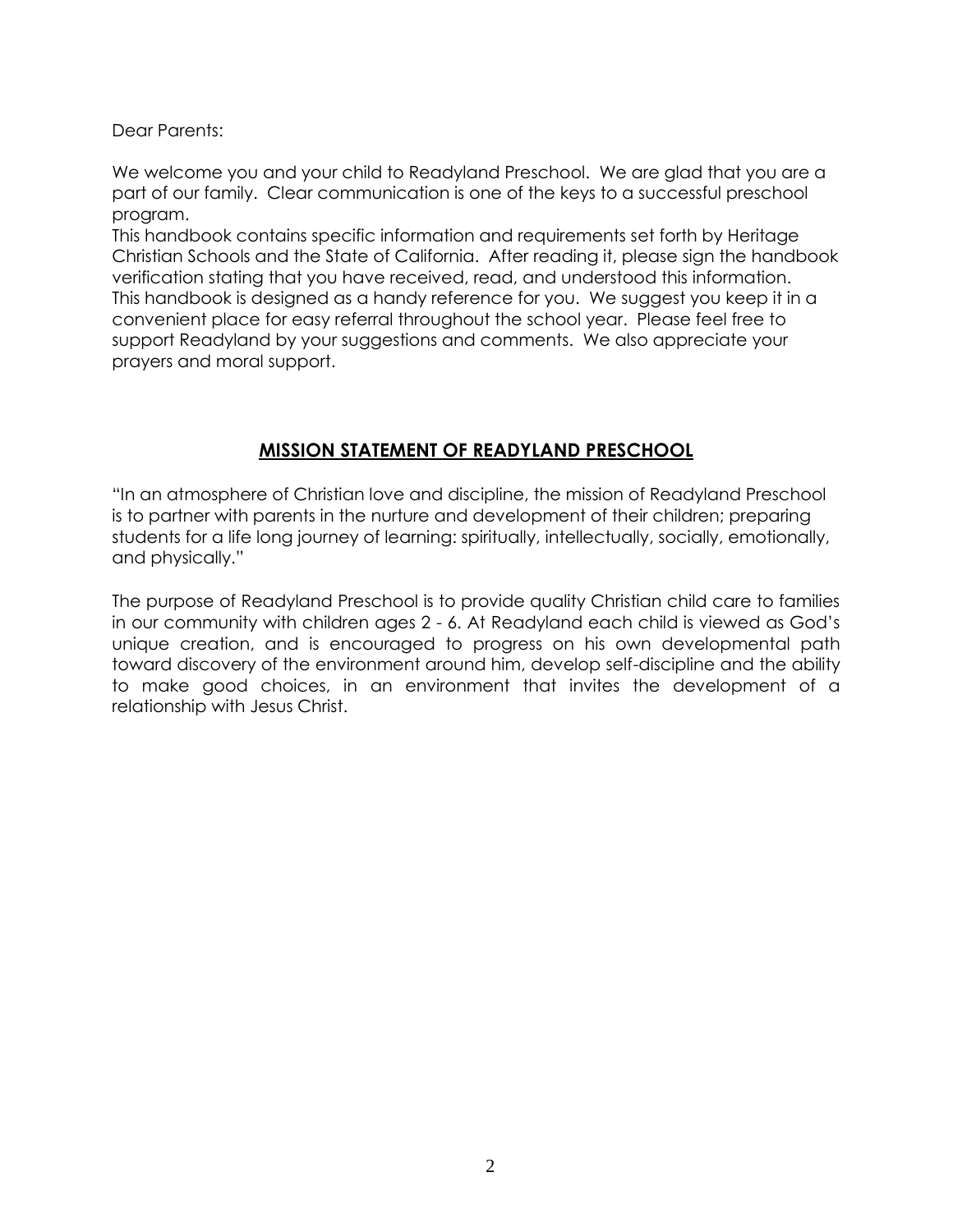Dear Parents:

We welcome you and your child to Readyland Preschool. We are glad that you are a part of our family. Clear communication is one of the keys to a successful preschool program.

This handbook contains specific information and requirements set forth by Heritage Christian Schools and the State of California. After reading it, please sign the handbook verification stating that you have received, read, and understood this information. This handbook is designed as a handy reference for you. We suggest you keep it in a convenient place for easy referral throughout the school year. Please feel free to support Readyland by your suggestions and comments. We also appreciate your prayers and moral support.

## MISSION STATEMENT OF READYLAND PRESCHOOL

"In an atmosphere of Christian love and discipline, the mission of Readyland Preschool is to partner with parents in the nurture and development of their children; preparing students for a life long journey of learning: spiritually, intellectually, socially, emotionally, and physically."

The purpose of Readyland Preschool is to provide quality Christian child care to families in our community with children ages 2 - 6. At Readyland each child is viewed as God's unique creation, and is encouraged to progress on his own developmental path toward discovery of the environment around him, develop self-discipline and the ability to make good choices, in an environment that invites the development of a relationship with Jesus Christ.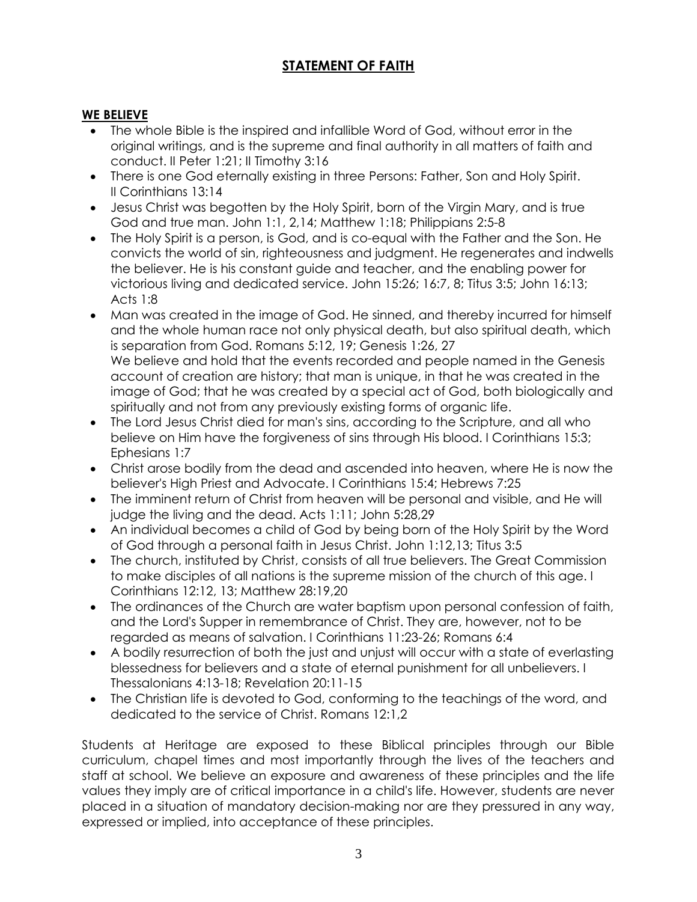## STATEMENT OF FAITH

### WE BELIEVE

- The whole Bible is the inspired and infallible Word of God, without error in the original writings, and is the supreme and final authority in all matters of faith and conduct. II Peter 1:21; II Timothy 3:16
- There is one God eternally existing in three Persons: Father, Son and Holy Spirit. II Corinthians 13:14
- Jesus Christ was begotten by the Holy Spirit, born of the Virgin Mary, and is true God and true man. John 1:1, 2,14; Matthew 1:18; Philippians 2:5-8
- The Holy Spirit is a person, is God, and is co-equal with the Father and the Son. He convicts the world of sin, righteousness and judgment. He regenerates and indwells the believer. He is his constant guide and teacher, and the enabling power for victorious living and dedicated service. John 15:26; 16:7, 8; Titus 3:5; John 16:13; Acts 1:8
- Man was created in the image of God. He sinned, and thereby incurred for himself and the whole human race not only physical death, but also spiritual death, which is separation from God. Romans 5:12, 19; Genesis 1:26, 27
  We believe and hold that the events recorded and people named in the Genesis account of creation are history; that man is unique, in that he was created in the image of God; that he was created by a special act of God, both biologically and spiritually and not from any previously existing forms of organic life.
- The Lord Jesus Christ died for man's sins, according to the Scripture, and all who believe on Him have the forgiveness of sins through His blood. I Corinthians 15:3; Ephesians 1:7
- Christ arose bodily from the dead and ascended into heaven, where He is now the believer's High Priest and Advocate. I Corinthians 15:4; Hebrews 7:25
- The imminent return of Christ from heaven will be personal and visible, and He will judge the living and the dead. Acts 1:11; John 5:28,29
- An individual becomes a child of God by being born of the Holy Spirit by the Word of God through a personal faith in Jesus Christ. John 1:12,13; Titus 3:5
- The church, instituted by Christ, consists of all true believers. The Great Commission to make disciples of all nations is the supreme mission of the church of this age. I Corinthians 12:12, 13; Matthew 28:19,20
- The ordinances of the Church are water baptism upon personal confession of faith, and the Lord's Supper in remembrance of Christ. They are, however, not to be regarded as means of salvation. I Corinthians 11:23-26; Romans 6:4
- A bodily resurrection of both the just and unjust will occur with a state of everlasting blessedness for believers and a state of eternal punishment for all unbelievers. I Thessalonians 4:13-18; Revelation 20:11-15
- The Christian life is devoted to God, conforming to the teachings of the word, and dedicated to the service of Christ. Romans 12:1,2

Students at Heritage are exposed to these Biblical principles through our Bible curriculum, chapel times and most importantly through the lives of the teachers and staff at school. We believe an exposure and awareness of these principles and the life values they imply are of critical importance in a child's life. However, students are never placed in a situation of mandatory decision-making nor are they pressured in any way, expressed or implied, into acceptance of these principles.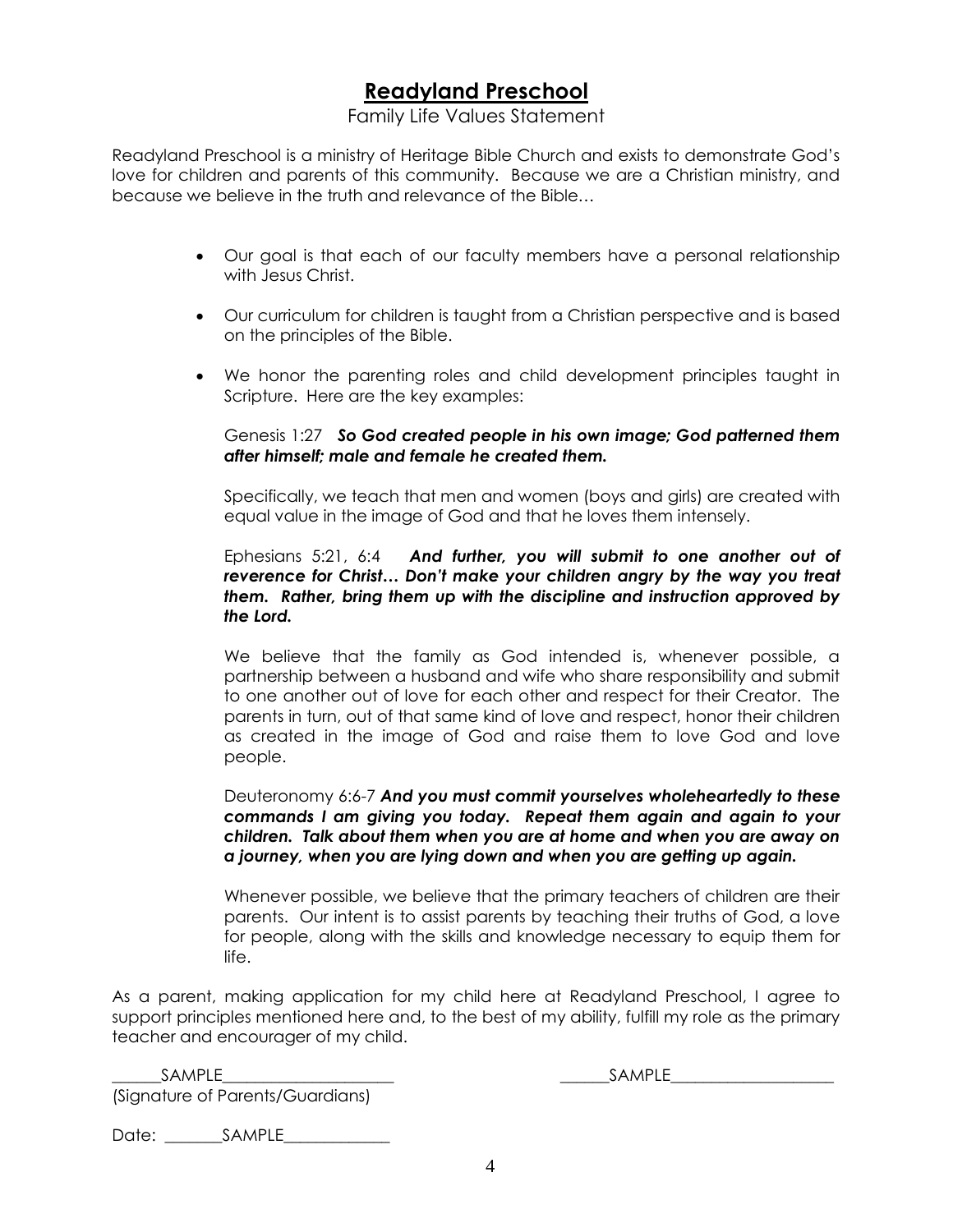# **Readyland Preschool**

Family Life Values Statement

Readyland Preschool is a ministry of Heritage Bible Church and exists to demonstrate God's love for children and parents of this community. Because we are a Christian ministry, and because we believe in the truth and relevance of the Bible…

- Our goal is that each of our faculty members have a personal relationship with Jesus Christ.

- Our curriculum for children is taught from a Christian perspective and is based on the principles of the Bible.

- We honor the parenting roles and child development principles taught in Scripture. Here are the key examples:

  Genesis 1:27 ***So God created people in his own image; God patterned them after himself; male and female he created them.***

  Specifically, we teach that men and women (boys and girls) are created with equal value in the image of God and that he loves them intensely.

  Ephesians 5:21, 6:4 ***And further, you will submit to one another out of reverence for Christ… Don't make your children angry by the way you treat them. Rather, bring them up with the discipline and instruction approved by the Lord.***

  We believe that the family as God intended is, whenever possible, a partnership between a husband and wife who share responsibility and submit to one another out of love for each other and respect for their Creator. The parents in turn, out of that same kind of love and respect, honor their children as created in the image of God and raise them to love God and love people.

  Deuteronomy 6:6-7 ***And you must commit yourselves wholeheartedly to these commands I am giving you today. Repeat them again and again to your children. Talk about them when you are at home and when you are away on a journey, when you are lying down and when you are getting up again.***

  Whenever possible, we believe that the primary teachers of children are their parents. Our intent is to assist parents by teaching their truths of God, a love for people, along with the skills and knowledge necessary to equip them for life.

As a parent, making application for my child here at Readyland Preschool, I agree to support principles mentioned here and, to the best of my ability, fulfill my role as the primary teacher and encourager of my child.

______SAMPLE_____________________ ______SAMPLE____________________
(Signature of Parents/Guardians)

Date: _______SAMPLE_____________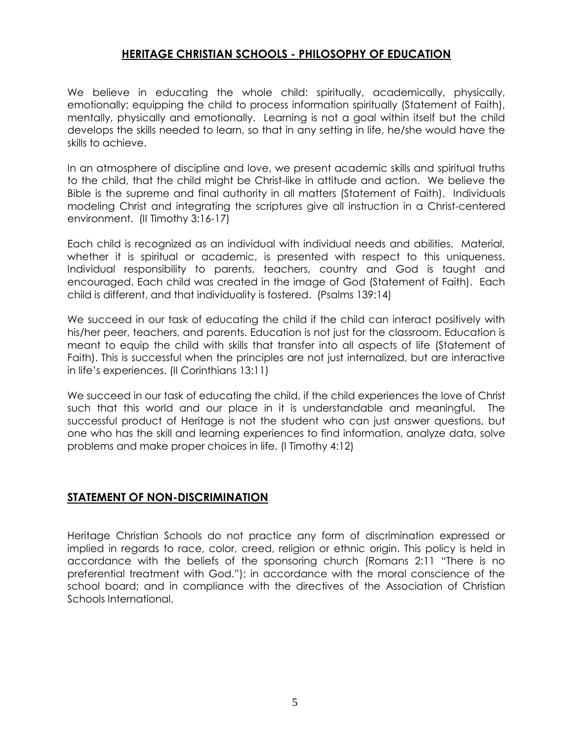## HERITAGE CHRISTIAN SCHOOLS - PHILOSOPHY OF EDUCATION

We believe in educating the whole child: spiritually, academically, physically, emotionally; equipping the child to process information spiritually (Statement of Faith), mentally, physically and emotionally. Learning is not a goal within itself but the child develops the skills needed to learn, so that in any setting in life, he/she would have the skills to achieve.

In an atmosphere of discipline and love, we present academic skills and spiritual truths to the child, that the child might be Christ-like in attitude and action. We believe the Bible is the supreme and final authority in all matters (Statement of Faith). Individuals modeling Christ and integrating the scriptures give all instruction in a Christ-centered environment. (II Timothy 3:16-17)

Each child is recognized as an individual with individual needs and abilities. Material, whether it is spiritual or academic, is presented with respect to this uniqueness. Individual responsibility to parents, teachers, country and God is taught and encouraged. Each child was created in the image of God (Statement of Faith). Each child is different, and that individuality is fostered. (Psalms 139:14)

We succeed in our task of educating the child if the child can interact positively with his/her peer, teachers, and parents. Education is not just for the classroom. Education is meant to equip the child with skills that transfer into all aspects of life (Statement of Faith). This is successful when the principles are not just internalized, but are interactive in life's experiences. (II Corinthians 13:11)

We succeed in our task of educating the child, if the child experiences the love of Christ such that this world and our place in it is understandable and meaningful. The successful product of Heritage is not the student who can just answer questions, but one who has the skill and learning experiences to find information, analyze data, solve problems and make proper choices in life. (I Timothy 4:12)

## STATEMENT OF NON-DISCRIMINATION

Heritage Christian Schools do not practice any form of discrimination expressed or implied in regards to race, color, creed, religion or ethnic origin. This policy is held in accordance with the beliefs of the sponsoring church (Romans 2:11 "There is no preferential treatment with God."); in accordance with the moral conscience of the school board; and in compliance with the directives of the Association of Christian Schools International.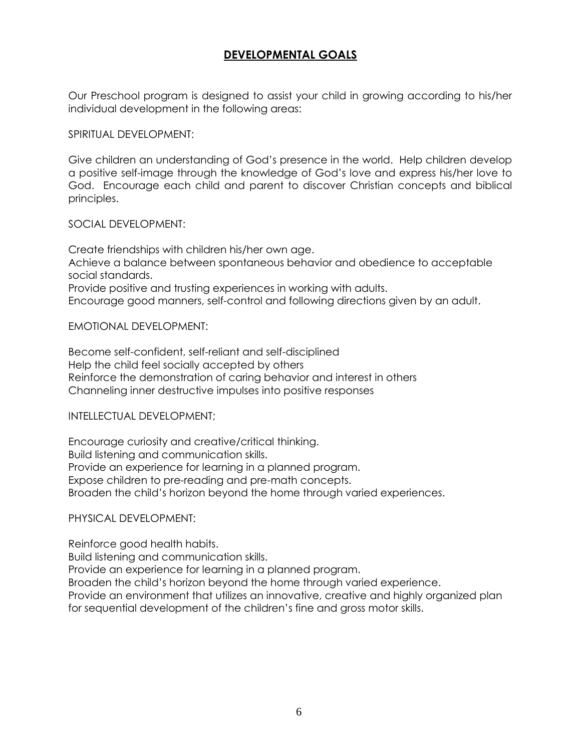# DEVELOPMENTAL GOALS

Our Preschool program is designed to assist your child in growing according to his/her individual development in the following areas:

SPIRITUAL DEVELOPMENT:

Give children an understanding of God's presence in the world. Help children develop a positive self-image through the knowledge of God's love and express his/her love to God. Encourage each child and parent to discover Christian concepts and biblical principles.

SOCIAL DEVELOPMENT:

Create friendships with children his/her own age.
Achieve a balance between spontaneous behavior and obedience to acceptable social standards.
Provide positive and trusting experiences in working with adults.
Encourage good manners, self-control and following directions given by an adult.

EMOTIONAL DEVELOPMENT:

Become self-confident, self-reliant and self-disciplined
Help the child feel socially accepted by others
Reinforce the demonstration of caring behavior and interest in others
Channeling inner destructive impulses into positive responses

INTELLECTUAL DEVELOPMENT;

Encourage curiosity and creative/critical thinking.
Build listening and communication skills.
Provide an experience for learning in a planned program.
Expose children to pre-reading and pre-math concepts.
Broaden the child's horizon beyond the home through varied experiences.

PHYSICAL DEVELOPMENT:

Reinforce good health habits.
Build listening and communication skills.
Provide an experience for learning in a planned program.
Broaden the child's horizon beyond the home through varied experience.
Provide an environment that utilizes an innovative, creative and highly organized plan for sequential development of the children's fine and gross motor skills.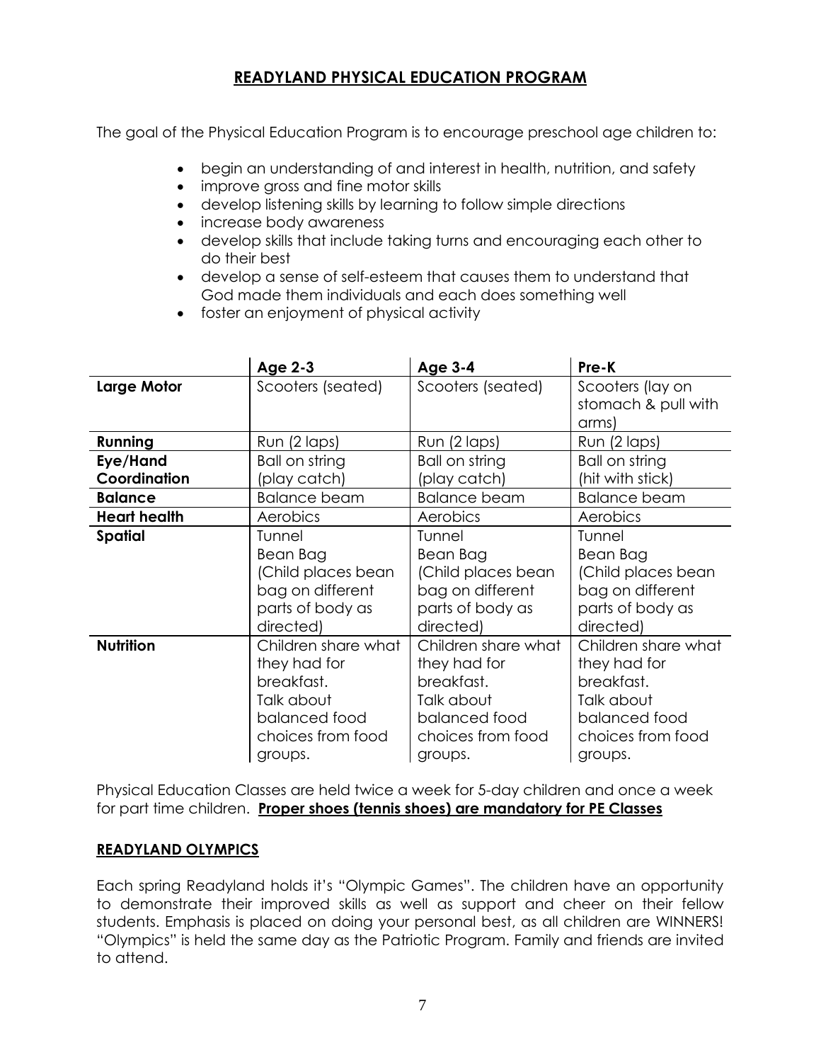# READYLAND PHYSICAL EDUCATION PROGRAM

The goal of the Physical Education Program is to encourage preschool age children to:

- begin an understanding of and interest in health, nutrition, and safety
- improve gross and fine motor skills
- develop listening skills by learning to follow simple directions
- increase body awareness
- develop skills that include taking turns and encouraging each other to do their best
- develop a sense of self-esteem that causes them to understand that God made them individuals and each does something well
- foster an enjoyment of physical activity

| | Age 2-3 | Age 3-4 | Pre-K |
|---|---|---|---|
| **Large Motor** | Scooters (seated) | Scooters (seated) | Scooters (lay on stomach & pull with arms) |
| **Running** | Run (2 laps) | Run (2 laps) | Run (2 laps) |
| **Eye/Hand Coordination** | Ball on string (play catch) | Ball on string (play catch) | Ball on string (hit with stick) |
| **Balance** | Balance beam | Balance beam | Balance beam |
| **Heart health** | Aerobics | Aerobics | Aerobics |
| **Spatial** | Tunnel Bean Bag (Child places bean bag on different parts of body as directed) | Tunnel Bean Bag (Child places bean bag on different parts of body as directed) | Tunnel Bean Bag (Child places bean bag on different parts of body as directed) |
| **Nutrition** | Children share what they had for breakfast. Talk about balanced food choices from food groups. | Children share what they had for breakfast. Talk about balanced food choices from food groups. | Children share what they had for breakfast. Talk about balanced food choices from food groups. |

Physical Education Classes are held twice a week for 5-day children and once a week for part time children. **Proper shoes (tennis shoes) are mandatory for PE Classes**

## READYLAND OLYMPICS

Each spring Readyland holds it's "Olympic Games". The children have an opportunity to demonstrate their improved skills as well as support and cheer on their fellow students. Emphasis is placed on doing your personal best, as all children are WINNERS! "Olympics" is held the same day as the Patriotic Program. Family and friends are invited to attend.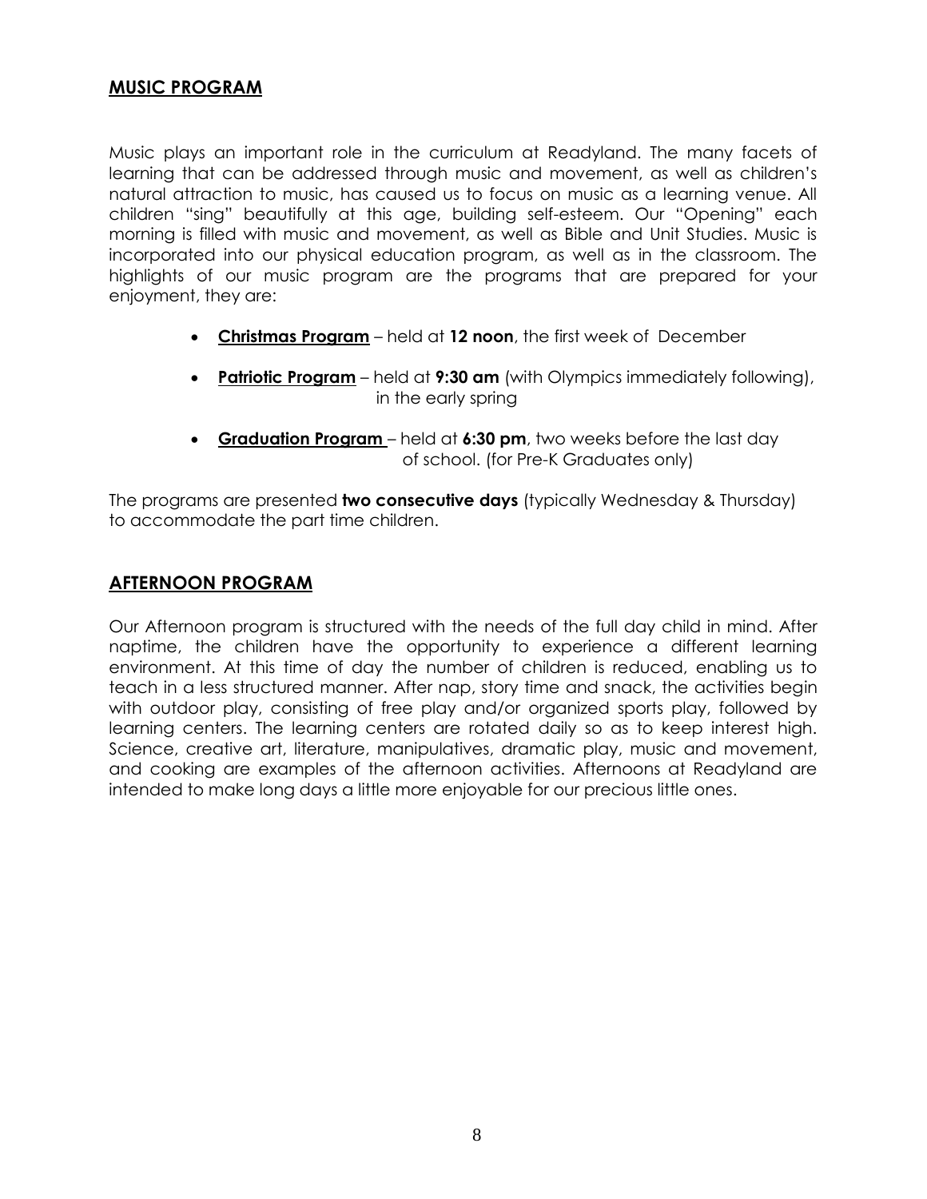## MUSIC PROGRAM

Music plays an important role in the curriculum at Readyland. The many facets of learning that can be addressed through music and movement, as well as children's natural attraction to music, has caused us to focus on music as a learning venue. All children "sing" beautifully at this age, building self-esteem. Our "Opening" each morning is filled with music and movement, as well as Bible and Unit Studies. Music is incorporated into our physical education program, as well as in the classroom. The highlights of our music program are the programs that are prepared for your enjoyment, they are:

- **Christmas Program** – held at **12 noon**, the first week of December
- **Patriotic Program** – held at **9:30 am** (with Olympics immediately following), in the early spring
- **Graduation Program** – held at **6:30 pm**, two weeks before the last day of school. (for Pre-K Graduates only)

The programs are presented **two consecutive days** (typically Wednesday & Thursday) to accommodate the part time children.

## AFTERNOON PROGRAM

Our Afternoon program is structured with the needs of the full day child in mind. After naptime, the children have the opportunity to experience a different learning environment. At this time of day the number of children is reduced, enabling us to teach in a less structured manner. After nap, story time and snack, the activities begin with outdoor play, consisting of free play and/or organized sports play, followed by learning centers. The learning centers are rotated daily so as to keep interest high. Science, creative art, literature, manipulatives, dramatic play, music and movement, and cooking are examples of the afternoon activities. Afternoons at Readyland are intended to make long days a little more enjoyable for our precious little ones.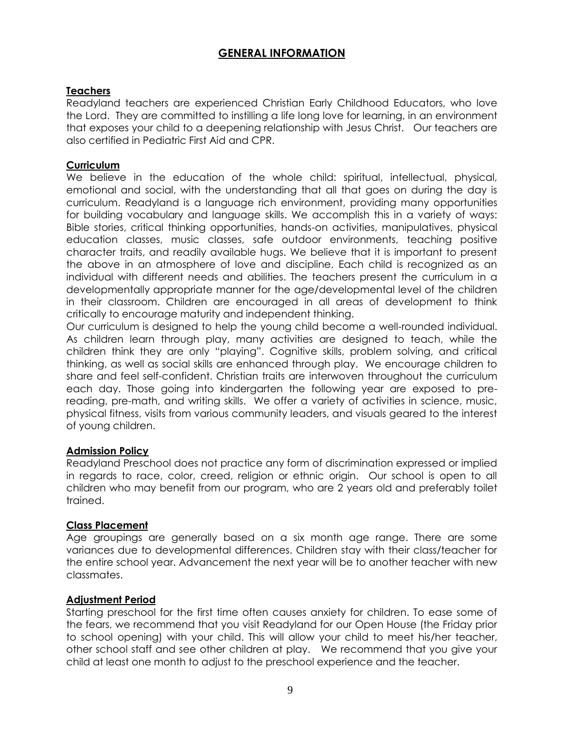# GENERAL INFORMATION

## Teachers

Readyland teachers are experienced Christian Early Childhood Educators, who love the Lord. They are committed to instilling a life long love for learning, in an environment that exposes your child to a deepening relationship with Jesus Christ. Our teachers are also certified in Pediatric First Aid and CPR.

## Curriculum

We believe in the education of the whole child: spiritual, intellectual, physical, emotional and social, with the understanding that all that goes on during the day is curriculum. Readyland is a language rich environment, providing many opportunities for building vocabulary and language skills. We accomplish this in a variety of ways: Bible stories, critical thinking opportunities, hands-on activities, manipulatives, physical education classes, music classes, safe outdoor environments, teaching positive character traits, and readily available hugs. We believe that it is important to present the above in an atmosphere of love and discipline. Each child is recognized as an individual with different needs and abilities. The teachers present the curriculum in a developmentally appropriate manner for the age/developmental level of the children in their classroom. Children are encouraged in all areas of development to think critically to encourage maturity and independent thinking.

Our curriculum is designed to help the young child become a well-rounded individual. As children learn through play, many activities are designed to teach, while the children think they are only "playing". Cognitive skills, problem solving, and critical thinking, as well as social skills are enhanced through play. We encourage children to share and feel self-confident. Christian traits are interwoven throughout the curriculum each day. Those going into kindergarten the following year are exposed to pre-reading, pre-math, and writing skills. We offer a variety of activities in science, music, physical fitness, visits from various community leaders, and visuals geared to the interest of young children.

## Admission Policy

Readyland Preschool does not practice any form of discrimination expressed or implied in regards to race, color, creed, religion or ethnic origin. Our school is open to all children who may benefit from our program, who are 2 years old and preferably toilet trained.

## Class Placement

Age groupings are generally based on a six month age range. There are some variances due to developmental differences. Children stay with their class/teacher for the entire school year. Advancement the next year will be to another teacher with new classmates.

## Adjustment Period

Starting preschool for the first time often causes anxiety for children. To ease some of the fears, we recommend that you visit Readyland for our Open House (the Friday prior to school opening) with your child. This will allow your child to meet his/her teacher, other school staff and see other children at play. We recommend that you give your child at least one month to adjust to the preschool experience and the teacher.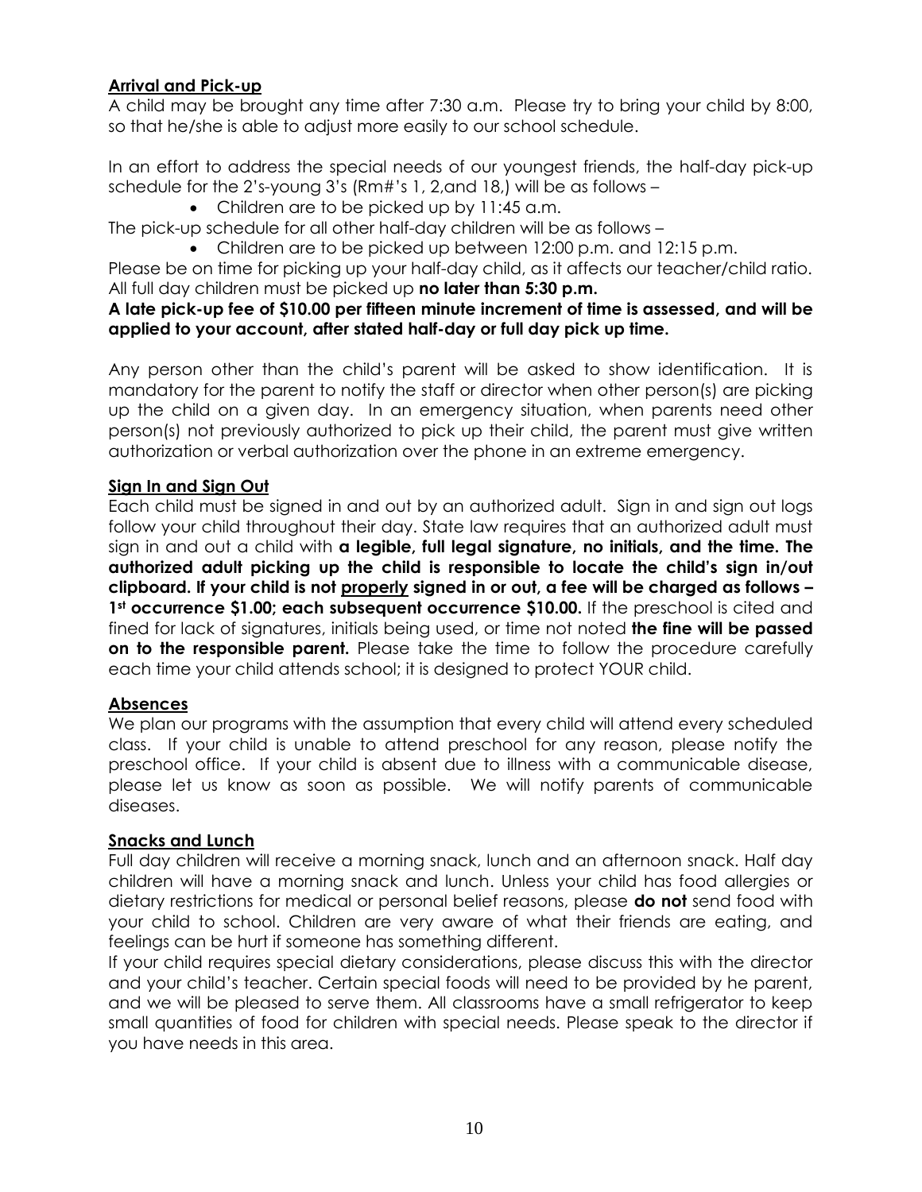**<u>Arrival and Pick-up</u>**

A child may be brought any time after 7:30 a.m. Please try to bring your child by 8:00, so that he/she is able to adjust more easily to our school schedule.

In an effort to address the special needs of our youngest friends, the half-day pick-up schedule for the 2's-young 3's (Rm#'s 1, 2,and 18,) will be as follows –

- Children are to be picked up by 11:45 a.m.

The pick-up schedule for all other half-day children will be as follows –

- Children are to be picked up between 12:00 p.m. and 12:15 p.m.

Please be on time for picking up your half-day child, as it affects our teacher/child ratio. All full day children must be picked up **no later than 5:30 p.m.**

**A late pick-up fee of $10.00 per fifteen minute increment of time is assessed, and will be applied to your account, after stated half-day or full day pick up time.**

Any person other than the child's parent will be asked to show identification. It is mandatory for the parent to notify the staff or director when other person(s) are picking up the child on a given day. In an emergency situation, when parents need other person(s) not previously authorized to pick up their child, the parent must give written authorization or verbal authorization over the phone in an extreme emergency.

**<u>Sign In and Sign Out</u>**

Each child must be signed in and out by an authorized adult. Sign in and sign out logs follow your child throughout their day. State law requires that an authorized adult must sign in and out a child with **a legible, full legal signature, no initials, and the time. The authorized adult picking up the child is responsible to locate the child's sign in/out clipboard. If your child is not <u>properly</u> signed in or out, a fee will be charged as follows – 1st occurrence $1.00; each subsequent occurrence $10.00.** If the preschool is cited and fined for lack of signatures, initials being used, or time not noted **the fine will be passed on to the responsible parent.** Please take the time to follow the procedure carefully each time your child attends school; it is designed to protect YOUR child.

**<u>Absences</u>**

We plan our programs with the assumption that every child will attend every scheduled class. If your child is unable to attend preschool for any reason, please notify the preschool office. If your child is absent due to illness with a communicable disease, please let us know as soon as possible. We will notify parents of communicable diseases.

**<u>Snacks and Lunch</u>**

Full day children will receive a morning snack, lunch and an afternoon snack. Half day children will have a morning snack and lunch. Unless your child has food allergies or dietary restrictions for medical or personal belief reasons, please **do not** send food with your child to school. Children are very aware of what their friends are eating, and feelings can be hurt if someone has something different.

If your child requires special dietary considerations, please discuss this with the director and your child's teacher. Certain special foods will need to be provided by he parent, and we will be pleased to serve them. All classrooms have a small refrigerator to keep small quantities of food for children with special needs. Please speak to the director if you have needs in this area.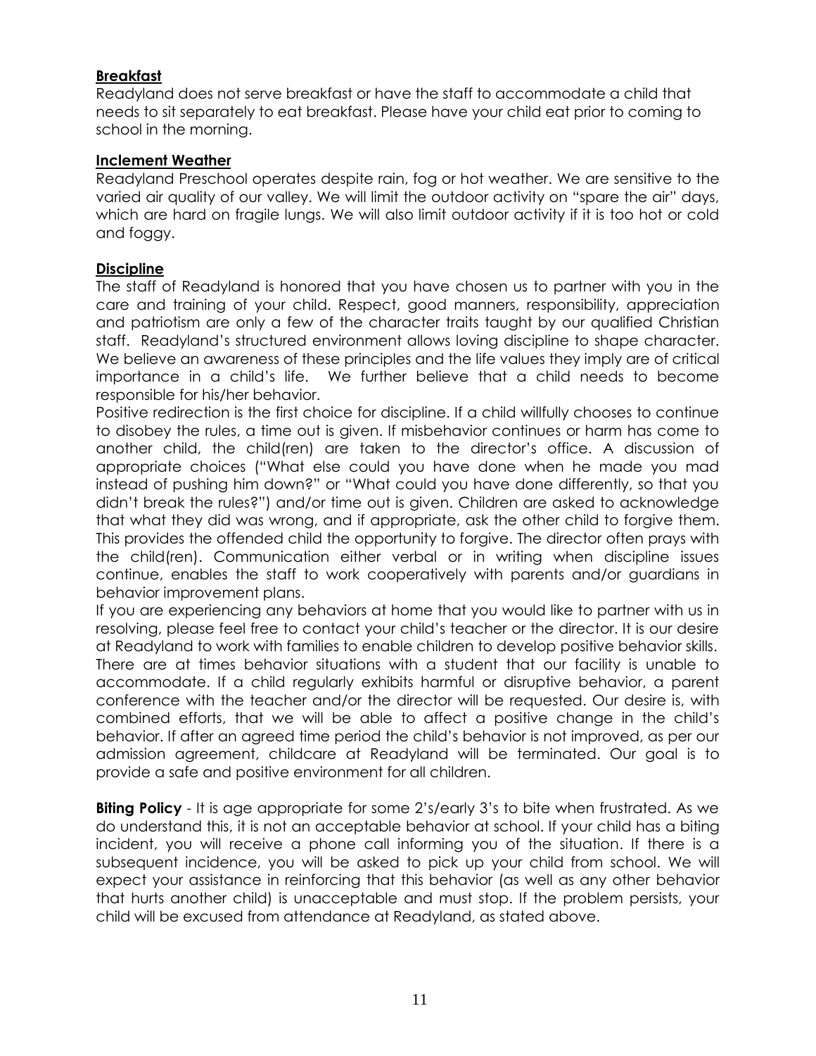## Breakfast

Readyland does not serve breakfast or have the staff to accommodate a child that needs to sit separately to eat breakfast. Please have your child eat prior to coming to school in the morning.

## Inclement Weather

Readyland Preschool operates despite rain, fog or hot weather. We are sensitive to the varied air quality of our valley. We will limit the outdoor activity on "spare the air" days, which are hard on fragile lungs. We will also limit outdoor activity if it is too hot or cold and foggy.

## Discipline

The staff of Readyland is honored that you have chosen us to partner with you in the care and training of your child. Respect, good manners, responsibility, appreciation and patriotism are only a few of the character traits taught by our qualified Christian staff. Readyland's structured environment allows loving discipline to shape character. We believe an awareness of these principles and the life values they imply are of critical importance in a child's life. We further believe that a child needs to become responsible for his/her behavior.

Positive redirection is the first choice for discipline. If a child willfully chooses to continue to disobey the rules, a time out is given. If misbehavior continues or harm has come to another child, the child(ren) are taken to the director's office. A discussion of appropriate choices ("What else could you have done when he made you mad instead of pushing him down?" or "What could you have done differently, so that you didn't break the rules?") and/or time out is given. Children are asked to acknowledge that what they did was wrong, and if appropriate, ask the other child to forgive them. This provides the offended child the opportunity to forgive. The director often prays with the child(ren). Communication either verbal or in writing when discipline issues continue, enables the staff to work cooperatively with parents and/or guardians in behavior improvement plans.

If you are experiencing any behaviors at home that you would like to partner with us in resolving, please feel free to contact your child's teacher or the director. It is our desire at Readyland to work with families to enable children to develop positive behavior skills. There are at times behavior situations with a student that our facility is unable to accommodate. If a child regularly exhibits harmful or disruptive behavior, a parent conference with the teacher and/or the director will be requested. Our desire is, with combined efforts, that we will be able to affect a positive change in the child's behavior. If after an agreed time period the child's behavior is not improved, as per our admission agreement, childcare at Readyland will be terminated. Our goal is to provide a safe and positive environment for all children.

**Biting Policy** - It is age appropriate for some 2's/early 3's to bite when frustrated. As we do understand this, it is not an acceptable behavior at school. If your child has a biting incident, you will receive a phone call informing you of the situation. If there is a subsequent incidence, you will be asked to pick up your child from school. We will expect your assistance in reinforcing that this behavior (as well as any other behavior that hurts another child) is unacceptable and must stop. If the problem persists, your child will be excused from attendance at Readyland, as stated above.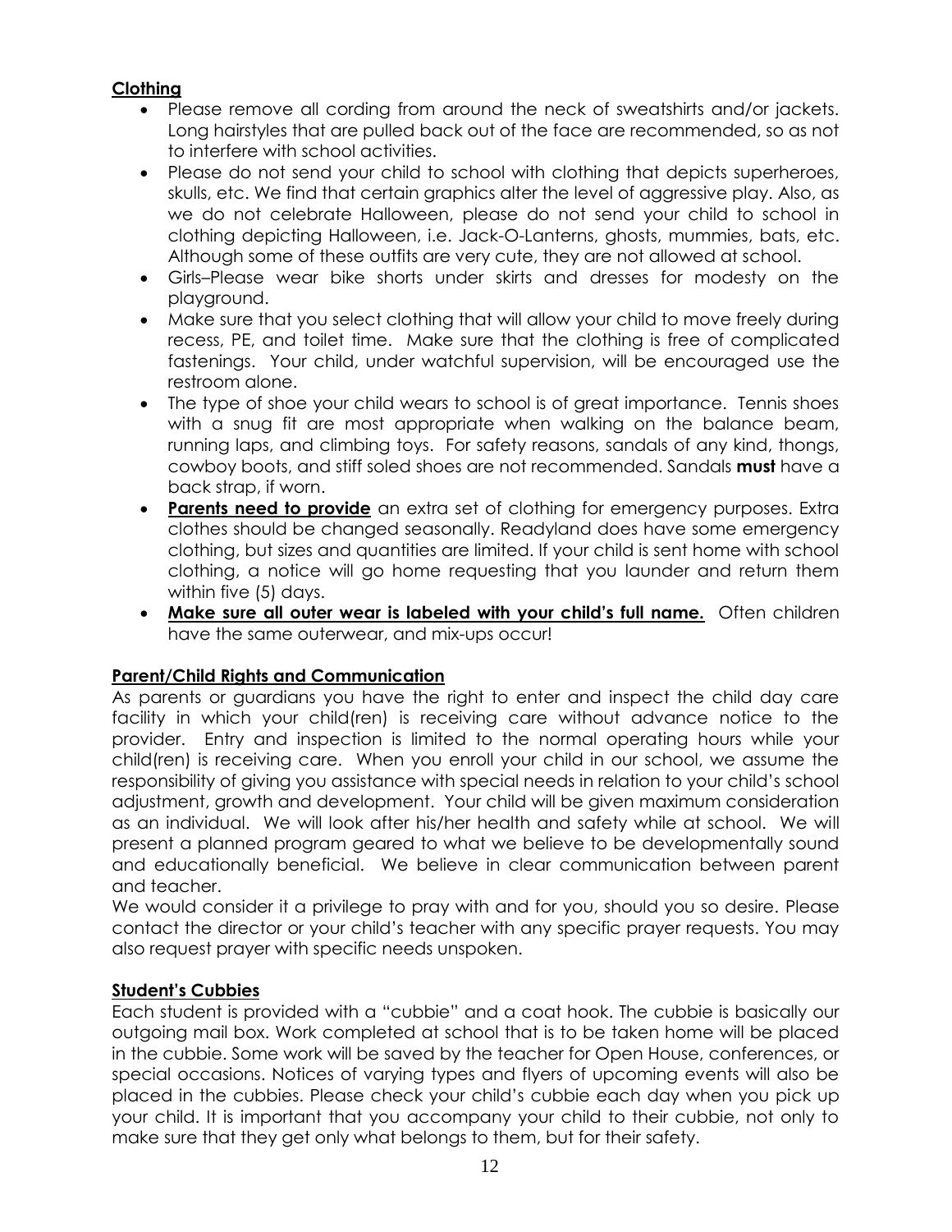## <u>Clothing</u>

- Please remove all cording from around the neck of sweatshirts and/or jackets. Long hairstyles that are pulled back out of the face are recommended, so as not to interfere with school activities.
- Please do not send your child to school with clothing that depicts superheroes, skulls, etc. We find that certain graphics alter the level of aggressive play. Also, as we do not celebrate Halloween, please do not send your child to school in clothing depicting Halloween, i.e. Jack-O-Lanterns, ghosts, mummies, bats, etc. Although some of these outfits are very cute, they are not allowed at school.
- Girls–Please wear bike shorts under skirts and dresses for modesty on the playground.
- Make sure that you select clothing that will allow your child to move freely during recess, PE, and toilet time. Make sure that the clothing is free of complicated fastenings. Your child, under watchful supervision, will be encouraged use the restroom alone.
- The type of shoe your child wears to school is of great importance. Tennis shoes with a snug fit are most appropriate when walking on the balance beam, running laps, and climbing toys. For safety reasons, sandals of any kind, thongs, cowboy boots, and stiff soled shoes are not recommended. Sandals **must** have a back strap, if worn.
- **<u>Parents need to provide</u>** an extra set of clothing for emergency purposes. Extra clothes should be changed seasonally. Readyland does have some emergency clothing, but sizes and quantities are limited. If your child is sent home with school clothing, a notice will go home requesting that you launder and return them within five (5) days.
- **<u>Make sure all outer wear is labeled with your child's full name.</u>** Often children have the same outerwear, and mix-ups occur!

## <u>Parent/Child Rights and Communication</u>

As parents or guardians you have the right to enter and inspect the child day care facility in which your child(ren) is receiving care without advance notice to the provider. Entry and inspection is limited to the normal operating hours while your child(ren) is receiving care. When you enroll your child in our school, we assume the responsibility of giving you assistance with special needs in relation to your child's school adjustment, growth and development. Your child will be given maximum consideration as an individual. We will look after his/her health and safety while at school. We will present a planned program geared to what we believe to be developmentally sound and educationally beneficial. We believe in clear communication between parent and teacher.

We would consider it a privilege to pray with and for you, should you so desire. Please contact the director or your child's teacher with any specific prayer requests. You may also request prayer with specific needs unspoken.

## <u>Student's Cubbies</u>

Each student is provided with a "cubbie" and a coat hook. The cubbie is basically our outgoing mail box. Work completed at school that is to be taken home will be placed in the cubbie. Some work will be saved by the teacher for Open House, conferences, or special occasions. Notices of varying types and flyers of upcoming events will also be placed in the cubbies. Please check your child's cubbie each day when you pick up your child. It is important that you accompany your child to their cubbie, not only to make sure that they get only what belongs to them, but for their safety.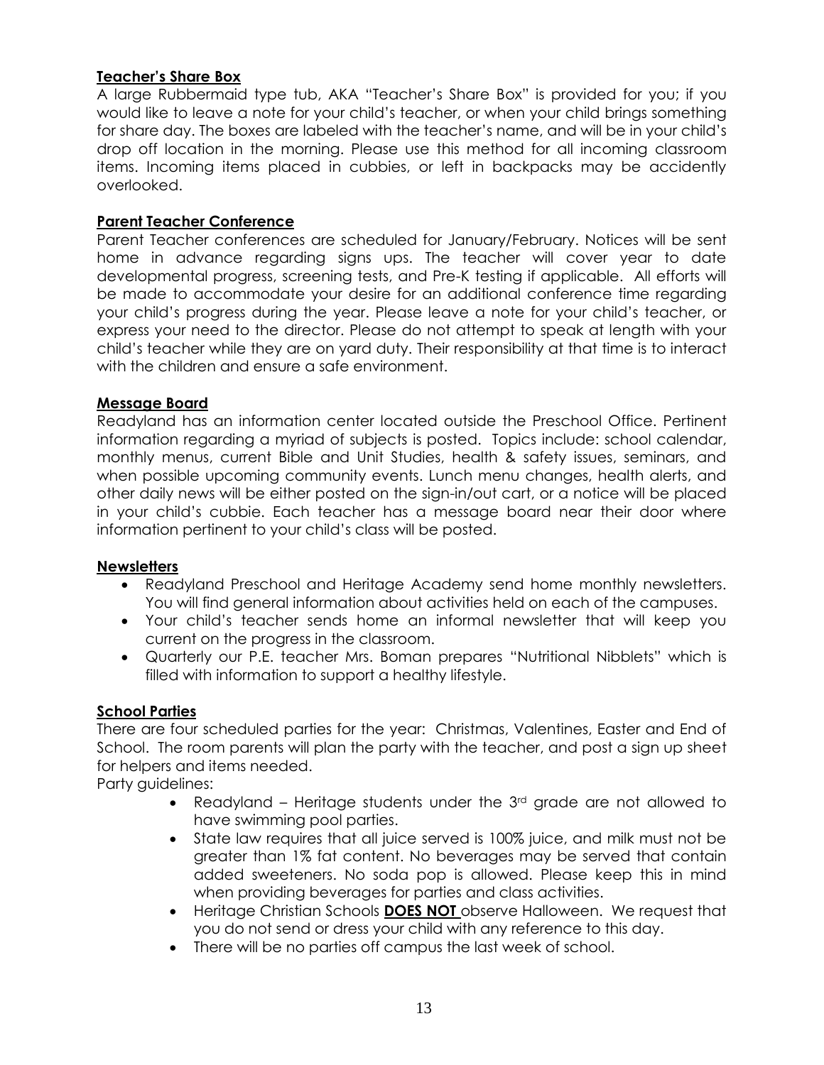## Teacher's Share Box

A large Rubbermaid type tub, AKA "Teacher's Share Box" is provided for you; if you would like to leave a note for your child's teacher, or when your child brings something for share day. The boxes are labeled with the teacher's name, and will be in your child's drop off location in the morning. Please use this method for all incoming classroom items. Incoming items placed in cubbies, or left in backpacks may be accidently overlooked.

## Parent Teacher Conference

Parent Teacher conferences are scheduled for January/February. Notices will be sent home in advance regarding signs ups. The teacher will cover year to date developmental progress, screening tests, and Pre-K testing if applicable. All efforts will be made to accommodate your desire for an additional conference time regarding your child's progress during the year. Please leave a note for your child's teacher, or express your need to the director. Please do not attempt to speak at length with your child's teacher while they are on yard duty. Their responsibility at that time is to interact with the children and ensure a safe environment.

## Message Board

Readyland has an information center located outside the Preschool Office. Pertinent information regarding a myriad of subjects is posted. Topics include: school calendar, monthly menus, current Bible and Unit Studies, health & safety issues, seminars, and when possible upcoming community events. Lunch menu changes, health alerts, and other daily news will be either posted on the sign-in/out cart, or a notice will be placed in your child's cubbie. Each teacher has a message board near their door where information pertinent to your child's class will be posted.

## Newsletters

- Readyland Preschool and Heritage Academy send home monthly newsletters. You will find general information about activities held on each of the campuses.
- Your child's teacher sends home an informal newsletter that will keep you current on the progress in the classroom.
- Quarterly our P.E. teacher Mrs. Boman prepares "Nutritional Nibblets" which is filled with information to support a healthy lifestyle.

## School Parties

There are four scheduled parties for the year: Christmas, Valentines, Easter and End of School. The room parents will plan the party with the teacher, and post a sign up sheet for helpers and items needed.

Party guidelines:

- Readyland – Heritage students under the 3rd grade are not allowed to have swimming pool parties.
- State law requires that all juice served is 100% juice, and milk must not be greater than 1% fat content. No beverages may be served that contain added sweeteners. No soda pop is allowed. Please keep this in mind when providing beverages for parties and class activities.
- Heritage Christian Schools **DOES NOT** observe Halloween. We request that you do not send or dress your child with any reference to this day.
- There will be no parties off campus the last week of school.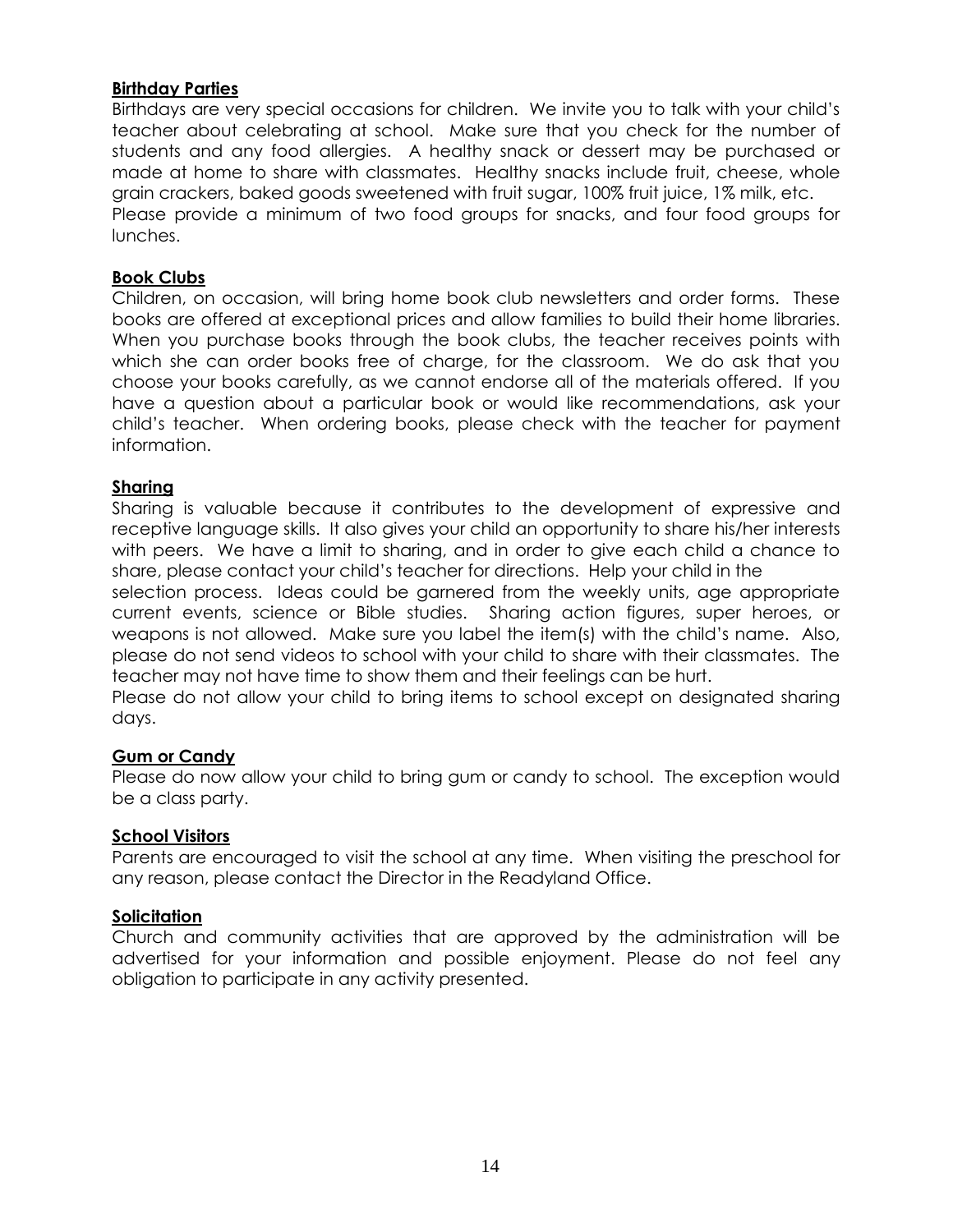**Birthday Parties**

Birthdays are very special occasions for children. We invite you to talk with your child's teacher about celebrating at school. Make sure that you check for the number of students and any food allergies. A healthy snack or dessert may be purchased or made at home to share with classmates. Healthy snacks include fruit, cheese, whole grain crackers, baked goods sweetened with fruit sugar, 100% fruit juice, 1% milk, etc. Please provide a minimum of two food groups for snacks, and four food groups for lunches.

**Book Clubs**

Children, on occasion, will bring home book club newsletters and order forms. These books are offered at exceptional prices and allow families to build their home libraries. When you purchase books through the book clubs, the teacher receives points with which she can order books free of charge, for the classroom. We do ask that you choose your books carefully, as we cannot endorse all of the materials offered. If you have a question about a particular book or would like recommendations, ask your child's teacher. When ordering books, please check with the teacher for payment information.

**Sharing**

Sharing is valuable because it contributes to the development of expressive and receptive language skills. It also gives your child an opportunity to share his/her interests with peers. We have a limit to sharing, and in order to give each child a chance to share, please contact your child's teacher for directions. Help your child in the selection process. Ideas could be garnered from the weekly units, age appropriate current events, science or Bible studies. Sharing action figures, super heroes, or weapons is not allowed. Make sure you label the item(s) with the child's name. Also, please do not send videos to school with your child to share with their classmates. The teacher may not have time to show them and their feelings can be hurt.

Please do not allow your child to bring items to school except on designated sharing days.

**Gum or Candy**

Please do now allow your child to bring gum or candy to school. The exception would be a class party.

**School Visitors**

Parents are encouraged to visit the school at any time. When visiting the preschool for any reason, please contact the Director in the Readyland Office.

**Solicitation**

Church and community activities that are approved by the administration will be advertised for your information and possible enjoyment. Please do not feel any obligation to participate in any activity presented.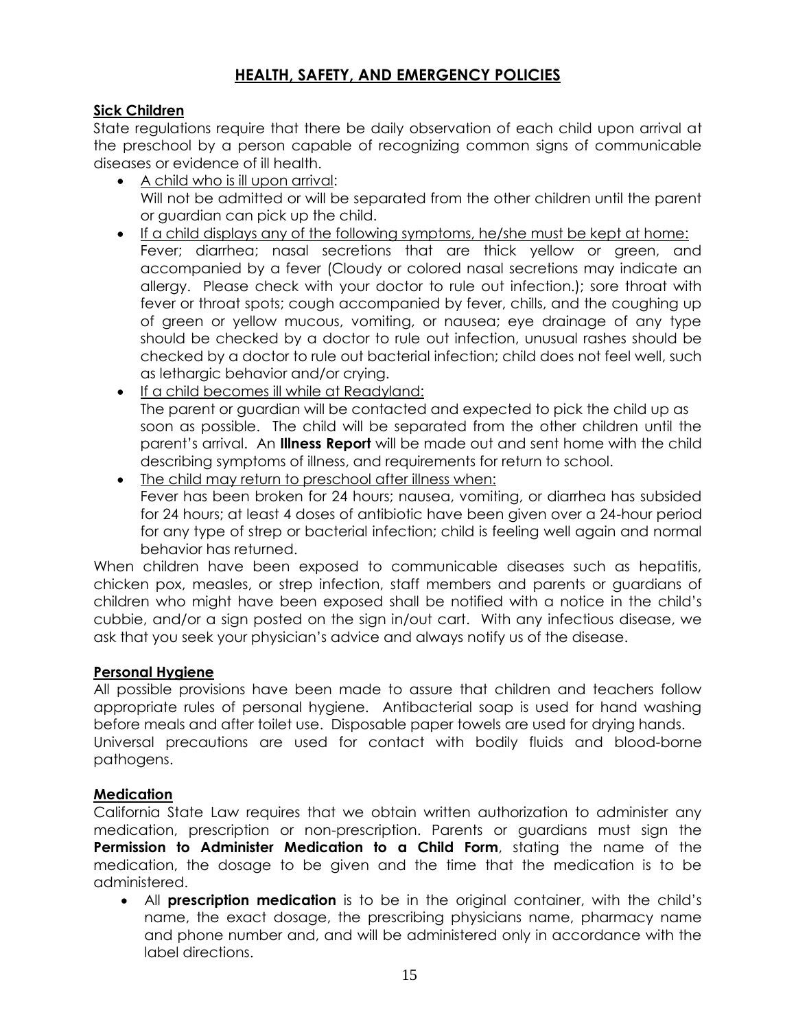## HEALTH, SAFETY, AND EMERGENCY POLICIES

### Sick Children

State regulations require that there be daily observation of each child upon arrival at the preschool by a person capable of recognizing common signs of communicable diseases or evidence of ill health.

- A child who is ill upon arrival:
  Will not be admitted or will be separated from the other children until the parent or guardian can pick up the child.
- If a child displays any of the following symptoms, he/she must be kept at home:
  Fever; diarrhea; nasal secretions that are thick yellow or green, and accompanied by a fever (Cloudy or colored nasal secretions may indicate an allergy. Please check with your doctor to rule out infection.); sore throat with fever or throat spots; cough accompanied by fever, chills, and the coughing up of green or yellow mucous, vomiting, or nausea; eye drainage of any type should be checked by a doctor to rule out infection, unusual rashes should be checked by a doctor to rule out bacterial infection; child does not feel well, such as lethargic behavior and/or crying.
- If a child becomes ill while at Readyland:
  The parent or guardian will be contacted and expected to pick the child up as soon as possible. The child will be separated from the other children until the parent's arrival. An **Illness Report** will be made out and sent home with the child describing symptoms of illness, and requirements for return to school.
- The child may return to preschool after illness when:
  Fever has been broken for 24 hours; nausea, vomiting, or diarrhea has subsided for 24 hours; at least 4 doses of antibiotic have been given over a 24-hour period for any type of strep or bacterial infection; child is feeling well again and normal behavior has returned.

When children have been exposed to communicable diseases such as hepatitis, chicken pox, measles, or strep infection, staff members and parents or guardians of children who might have been exposed shall be notified with a notice in the child's cubbie, and/or a sign posted on the sign in/out cart. With any infectious disease, we ask that you seek your physician's advice and always notify us of the disease.

### Personal Hygiene

All possible provisions have been made to assure that children and teachers follow appropriate rules of personal hygiene. Antibacterial soap is used for hand washing before meals and after toilet use. Disposable paper towels are used for drying hands.
Universal precautions are used for contact with bodily fluids and blood-borne pathogens.

### Medication

California State Law requires that we obtain written authorization to administer any medication, prescription or non-prescription. Parents or guardians must sign the **Permission to Administer Medication to a Child Form**, stating the name of the medication, the dosage to be given and the time that the medication is to be administered.

- All **prescription medication** is to be in the original container, with the child's name, the exact dosage, the prescribing physicians name, pharmacy name and phone number and, and will be administered only in accordance with the label directions.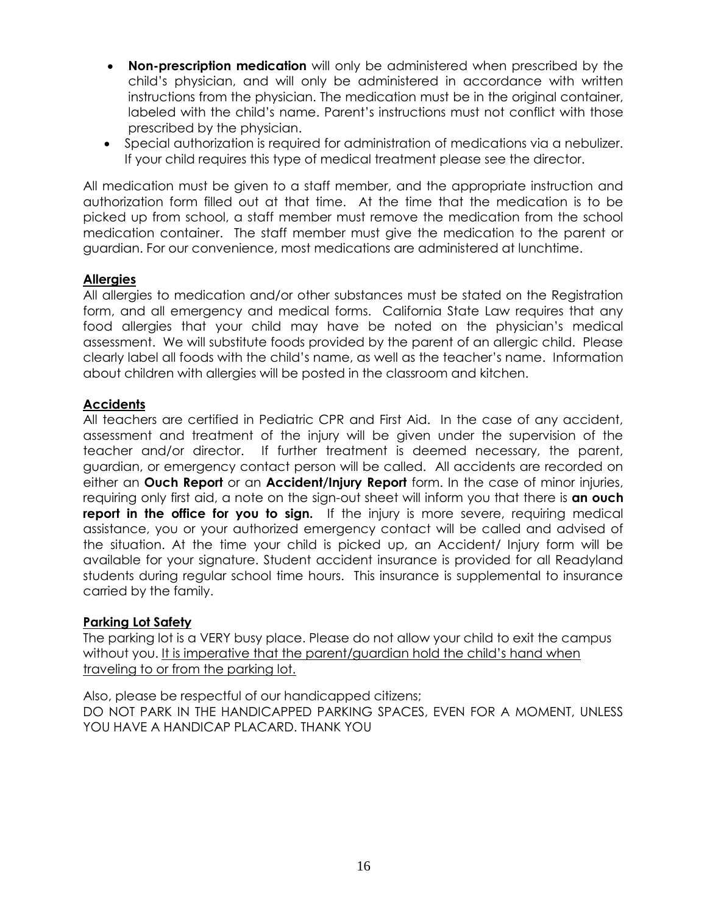- **Non-prescription medication** will only be administered when prescribed by the child's physician, and will only be administered in accordance with written instructions from the physician. The medication must be in the original container, labeled with the child's name. Parent's instructions must not conflict with those prescribed by the physician.
- Special authorization is required for administration of medications via a nebulizer. If your child requires this type of medical treatment please see the director.

All medication must be given to a staff member, and the appropriate instruction and authorization form filled out at that time. At the time that the medication is to be picked up from school, a staff member must remove the medication from the school medication container. The staff member must give the medication to the parent or guardian. For our convenience, most medications are administered at lunchtime.

**<u>Allergies</u>**

All allergies to medication and/or other substances must be stated on the Registration form, and all emergency and medical forms. California State Law requires that any food allergies that your child may have be noted on the physician's medical assessment. We will substitute foods provided by the parent of an allergic child. Please clearly label all foods with the child's name, as well as the teacher's name. Information about children with allergies will be posted in the classroom and kitchen.

**<u>Accidents</u>**

All teachers are certified in Pediatric CPR and First Aid. In the case of any accident, assessment and treatment of the injury will be given under the supervision of the teacher and/or director. If further treatment is deemed necessary, the parent, guardian, or emergency contact person will be called. All accidents are recorded on either an **Ouch Report** or an **Accident/Injury Report** form. In the case of minor injuries, requiring only first aid, a note on the sign-out sheet will inform you that there is **an ouch report in the office for you to sign.** If the injury is more severe, requiring medical assistance, you or your authorized emergency contact will be called and advised of the situation. At the time your child is picked up, an Accident/ Injury form will be available for your signature. Student accident insurance is provided for all Readyland students during regular school time hours. This insurance is supplemental to insurance carried by the family.

**<u>Parking Lot Safety</u>**

The parking lot is a VERY busy place. Please do not allow your child to exit the campus without you. <u>It is imperative that the parent/guardian hold the child's hand when traveling to or from the parking lot.</u>

Also, please be respectful of our handicapped citizens;
DO NOT PARK IN THE HANDICAPPED PARKING SPACES, EVEN FOR A MOMENT, UNLESS YOU HAVE A HANDICAP PLACARD. THANK YOU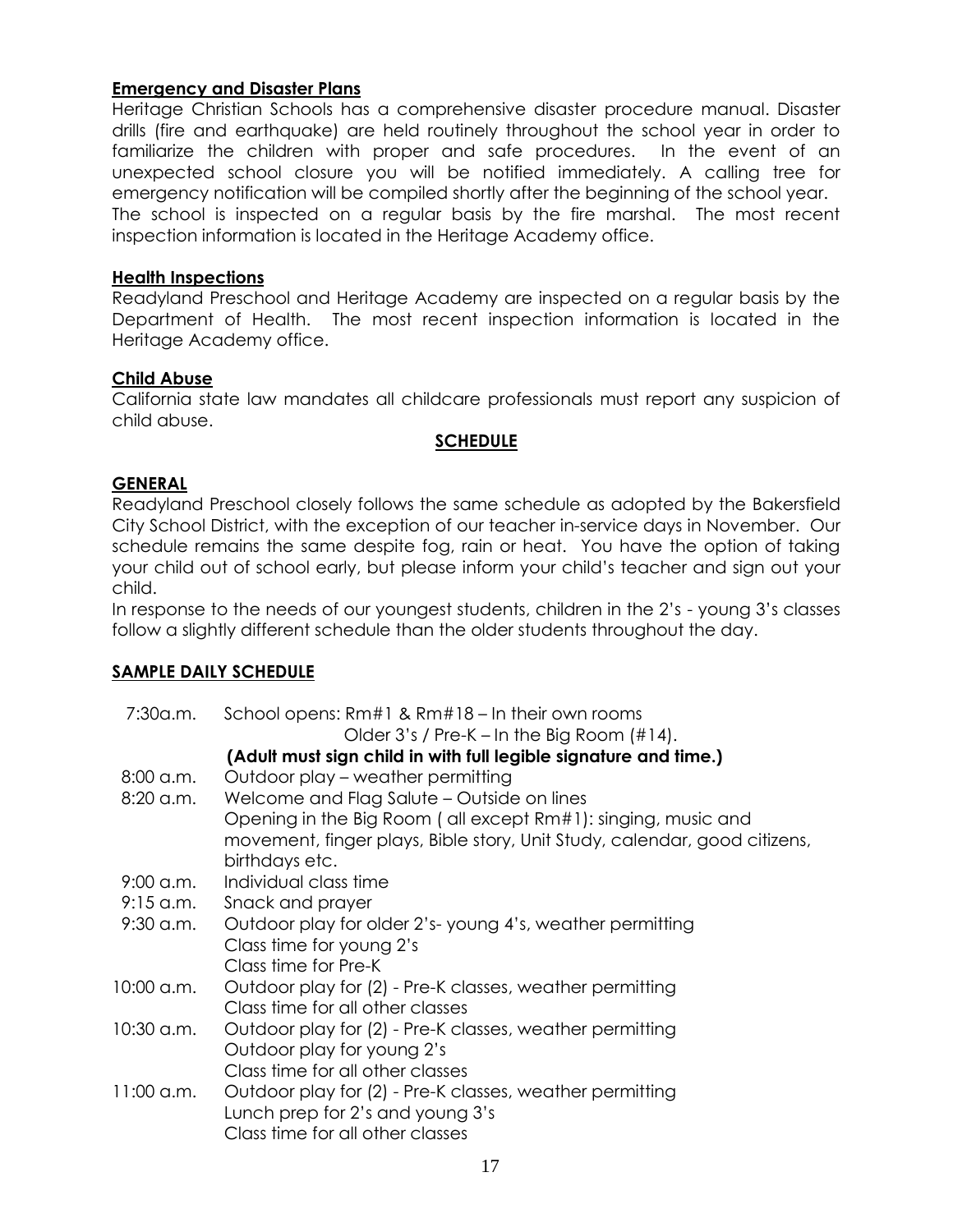**Emergency and Disaster Plans**

Heritage Christian Schools has a comprehensive disaster procedure manual. Disaster drills (fire and earthquake) are held routinely throughout the school year in order to familiarize the children with proper and safe procedures. In the event of an unexpected school closure you will be notified immediately. A calling tree for emergency notification will be compiled shortly after the beginning of the school year. The school is inspected on a regular basis by the fire marshal. The most recent inspection information is located in the Heritage Academy office.

**Health Inspections**

Readyland Preschool and Heritage Academy are inspected on a regular basis by the Department of Health. The most recent inspection information is located in the Heritage Academy office.

**Child Abuse**

California state law mandates all childcare professionals must report any suspicion of child abuse.

## SCHEDULE

**GENERAL**

Readyland Preschool closely follows the same schedule as adopted by the Bakersfield City School District, with the exception of our teacher in-service days in November. Our schedule remains the same despite fog, rain or heat. You have the option of taking your child out of school early, but please inform your child's teacher and sign out your child.

In response to the needs of our youngest students, children in the 2's - young 3's classes follow a slightly different schedule than the older students throughout the day.

**SAMPLE DAILY SCHEDULE**

| | |
|---|---|
| 7:30a.m. | School opens: Rm#1 & Rm#18 – In their own rooms<br>Older 3's / Pre-K – In the Big Room (#14).<br>**(Adult must sign child in with full legible signature and time.)** |
| 8:00 a.m. | Outdoor play – weather permitting |
| 8:20 a.m. | Welcome and Flag Salute – Outside on lines<br>Opening in the Big Room ( all except Rm#1): singing, music and movement, finger plays, Bible story, Unit Study, calendar, good citizens, birthdays etc. |
| 9:00 a.m. | Individual class time |
| 9:15 a.m. | Snack and prayer |
| 9:30 a.m. | Outdoor play for older 2's- young 4's, weather permitting<br>Class time for young 2's<br>Class time for Pre-K |
| 10:00 a.m. | Outdoor play for (2) - Pre-K classes, weather permitting<br>Class time for all other classes |
| 10:30 a.m. | Outdoor play for (2) - Pre-K classes, weather permitting<br>Outdoor play for young 2's<br>Class time for all other classes |
| 11:00 a.m. | Outdoor play for (2) - Pre-K classes, weather permitting<br>Lunch prep for 2's and young 3's<br>Class time for all other classes |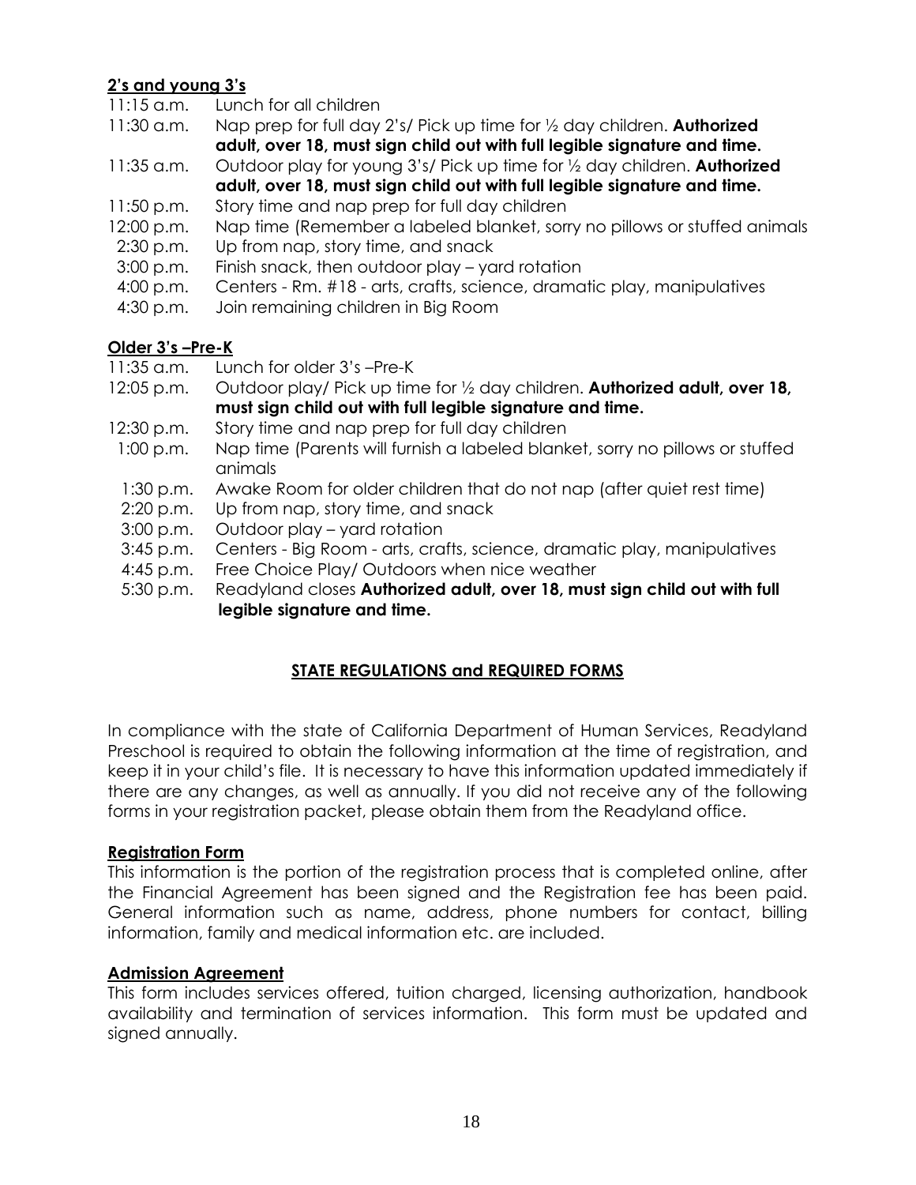**2's and young 3's**

11:15 a.m. Lunch for all children

11:30 a.m. Nap prep for full day 2's/ Pick up time for ½ day children. **Authorized adult, over 18, must sign child out with full legible signature and time.**

11:35 a.m. Outdoor play for young 3's/ Pick up time for ½ day children. **Authorized adult, over 18, must sign child out with full legible signature and time.**

11:50 p.m. Story time and nap prep for full day children

12:00 p.m. Nap time (Remember a labeled blanket, sorry no pillows or stuffed animals

2:30 p.m. Up from nap, story time, and snack

3:00 p.m. Finish snack, then outdoor play – yard rotation

4:00 p.m. Centers - Rm. #18 - arts, crafts, science, dramatic play, manipulatives

4:30 p.m. Join remaining children in Big Room

**Older 3's –Pre-K**

11:35 a.m. Lunch for older 3's –Pre-K

12:05 p.m. Outdoor play/ Pick up time for ½ day children. **Authorized adult, over 18, must sign child out with full legible signature and time.**

12:30 p.m. Story time and nap prep for full day children

1:00 p.m. Nap time (Parents will furnish a labeled blanket, sorry no pillows or stuffed animals

1:30 p.m. Awake Room for older children that do not nap (after quiet rest time)

2:20 p.m. Up from nap, story time, and snack

3:00 p.m. Outdoor play – yard rotation

3:45 p.m. Centers - Big Room - arts, crafts, science, dramatic play, manipulatives

4:45 p.m. Free Choice Play/ Outdoors when nice weather

5:30 p.m. Readyland closes **Authorized adult, over 18, must sign child out with full legible signature and time.**

## STATE REGULATIONS and REQUIRED FORMS

In compliance with the state of California Department of Human Services, Readyland Preschool is required to obtain the following information at the time of registration, and keep it in your child's file. It is necessary to have this information updated immediately if there are any changes, as well as annually. If you did not receive any of the following forms in your registration packet, please obtain them from the Readyland office.

**Registration Form**

This information is the portion of the registration process that is completed online, after the Financial Agreement has been signed and the Registration fee has been paid. General information such as name, address, phone numbers for contact, billing information, family and medical information etc. are included.

**Admission Agreement**

This form includes services offered, tuition charged, licensing authorization, handbook availability and termination of services information. This form must be updated and signed annually.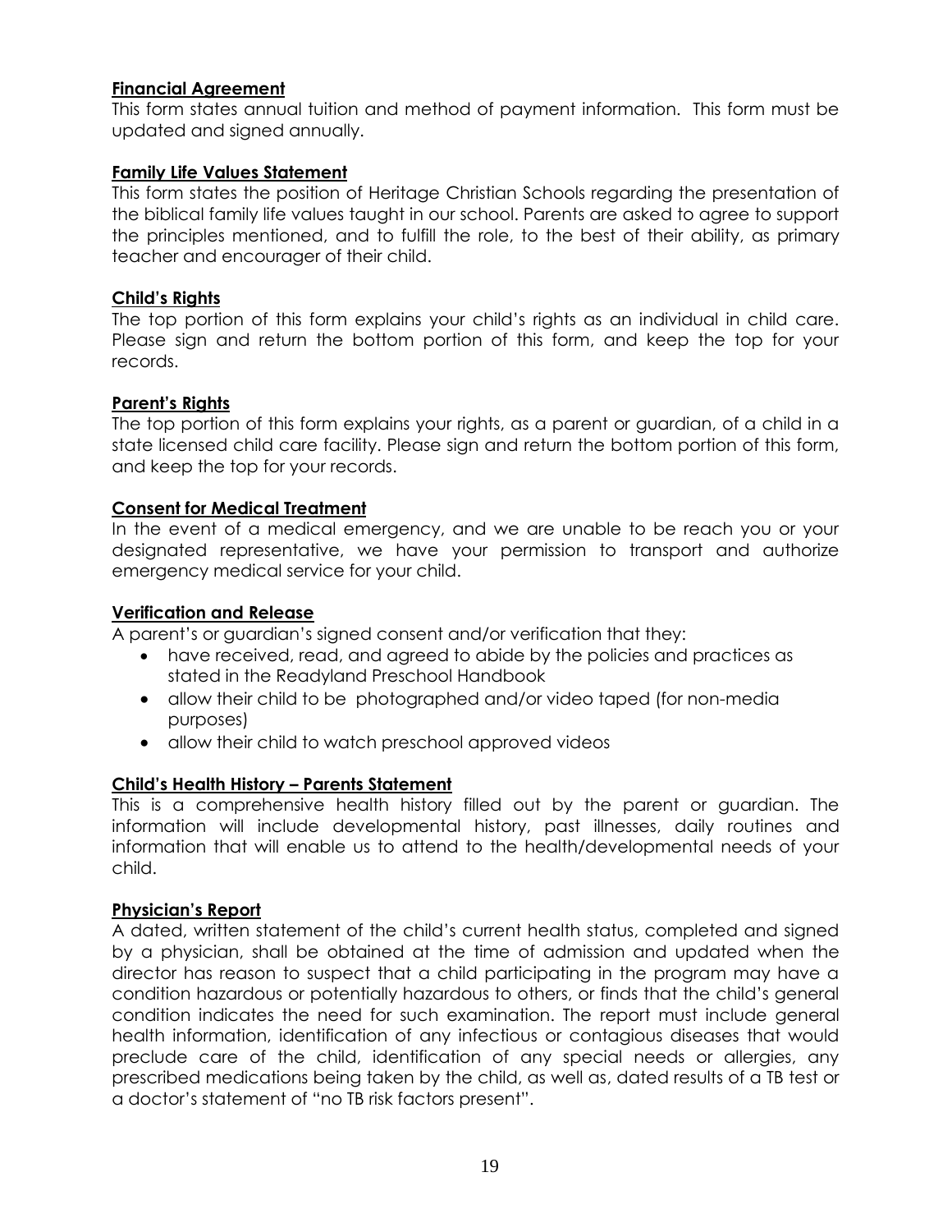**Financial Agreement**

This form states annual tuition and method of payment information. This form must be updated and signed annually.

**Family Life Values Statement**

This form states the position of Heritage Christian Schools regarding the presentation of the biblical family life values taught in our school. Parents are asked to agree to support the principles mentioned, and to fulfill the role, to the best of their ability, as primary teacher and encourager of their child.

**Child's Rights**

The top portion of this form explains your child's rights as an individual in child care. Please sign and return the bottom portion of this form, and keep the top for your records.

**Parent's Rights**

The top portion of this form explains your rights, as a parent or guardian, of a child in a state licensed child care facility. Please sign and return the bottom portion of this form, and keep the top for your records.

**Consent for Medical Treatment**

In the event of a medical emergency, and we are unable to be reach you or your designated representative, we have your permission to transport and authorize emergency medical service for your child.

**Verification and Release**

A parent's or guardian's signed consent and/or verification that they:

- have received, read, and agreed to abide by the policies and practices as stated in the Readyland Preschool Handbook
- allow their child to be photographed and/or video taped (for non-media purposes)
- allow their child to watch preschool approved videos

**Child's Health History – Parents Statement**

This is a comprehensive health history filled out by the parent or guardian. The information will include developmental history, past illnesses, daily routines and information that will enable us to attend to the health/developmental needs of your child.

**Physician's Report**

A dated, written statement of the child's current health status, completed and signed by a physician, shall be obtained at the time of admission and updated when the director has reason to suspect that a child participating in the program may have a condition hazardous or potentially hazardous to others, or finds that the child's general condition indicates the need for such examination. The report must include general health information, identification of any infectious or contagious diseases that would preclude care of the child, identification of any special needs or allergies, any prescribed medications being taken by the child, as well as, dated results of a TB test or a doctor's statement of "no TB risk factors present".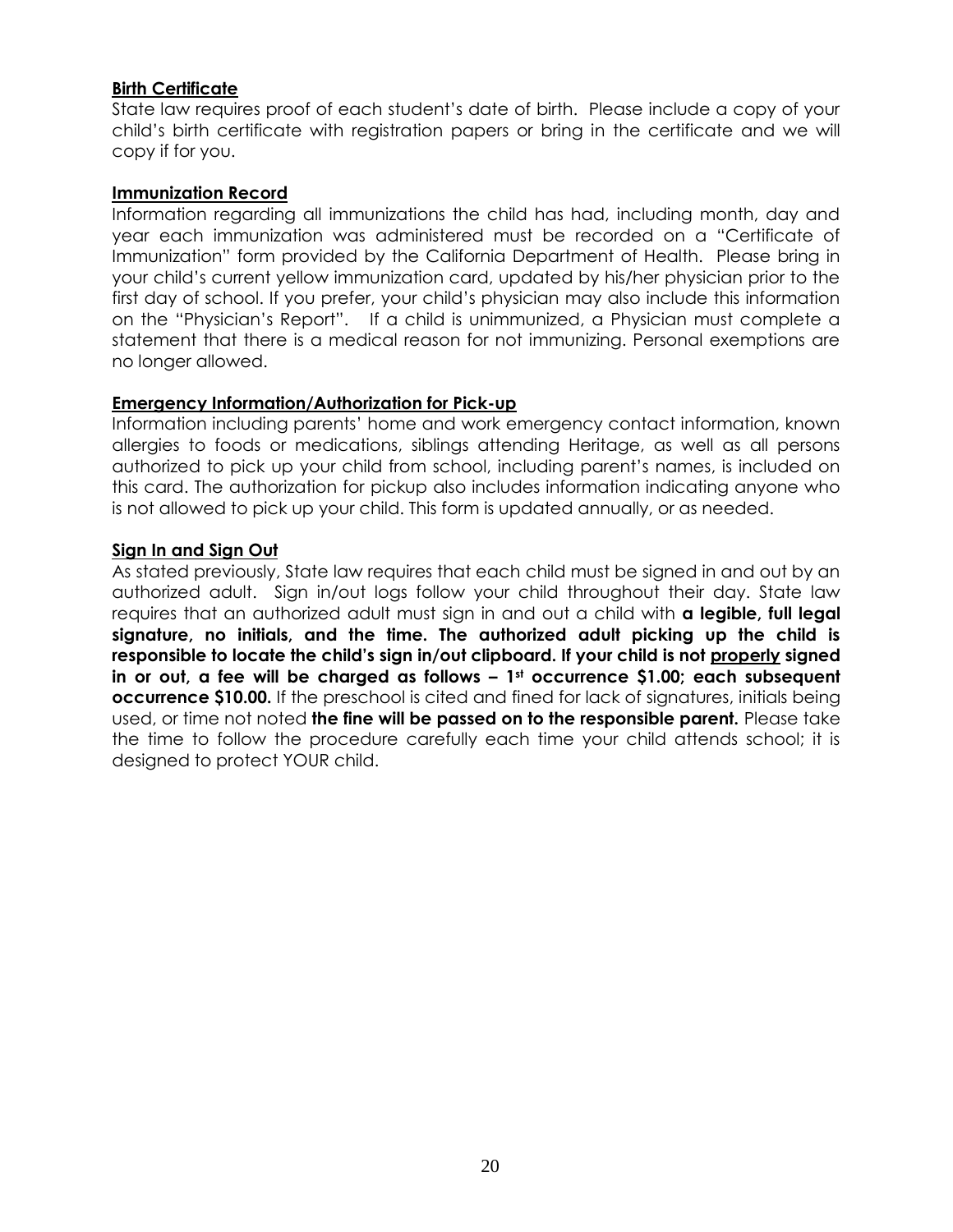**Birth Certificate**

State law requires proof of each student's date of birth. Please include a copy of your child's birth certificate with registration papers or bring in the certificate and we will copy if for you.

**Immunization Record**

Information regarding all immunizations the child has had, including month, day and year each immunization was administered must be recorded on a "Certificate of Immunization" form provided by the California Department of Health. Please bring in your child's current yellow immunization card, updated by his/her physician prior to the first day of school. If you prefer, your child's physician may also include this information on the "Physician's Report". If a child is unimmunized, a Physician must complete a statement that there is a medical reason for not immunizing. Personal exemptions are no longer allowed.

**Emergency Information/Authorization for Pick-up**

Information including parents' home and work emergency contact information, known allergies to foods or medications, siblings attending Heritage, as well as all persons authorized to pick up your child from school, including parent's names, is included on this card. The authorization for pickup also includes information indicating anyone who is not allowed to pick up your child. This form is updated annually, or as needed.

**Sign In and Sign Out**

As stated previously, State law requires that each child must be signed in and out by an authorized adult. Sign in/out logs follow your child throughout their day. State law requires that an authorized adult must sign in and out a child with **a legible, full legal signature, no initials, and the time. The authorized adult picking up the child is responsible to locate the child's sign in/out clipboard. If your child is not properly signed in or out, a fee will be charged as follows – 1st occurrence $1.00; each subsequent occurrence $10.00.** If the preschool is cited and fined for lack of signatures, initials being used, or time not noted **the fine will be passed on to the responsible parent.** Please take the time to follow the procedure carefully each time your child attends school; it is designed to protect YOUR child.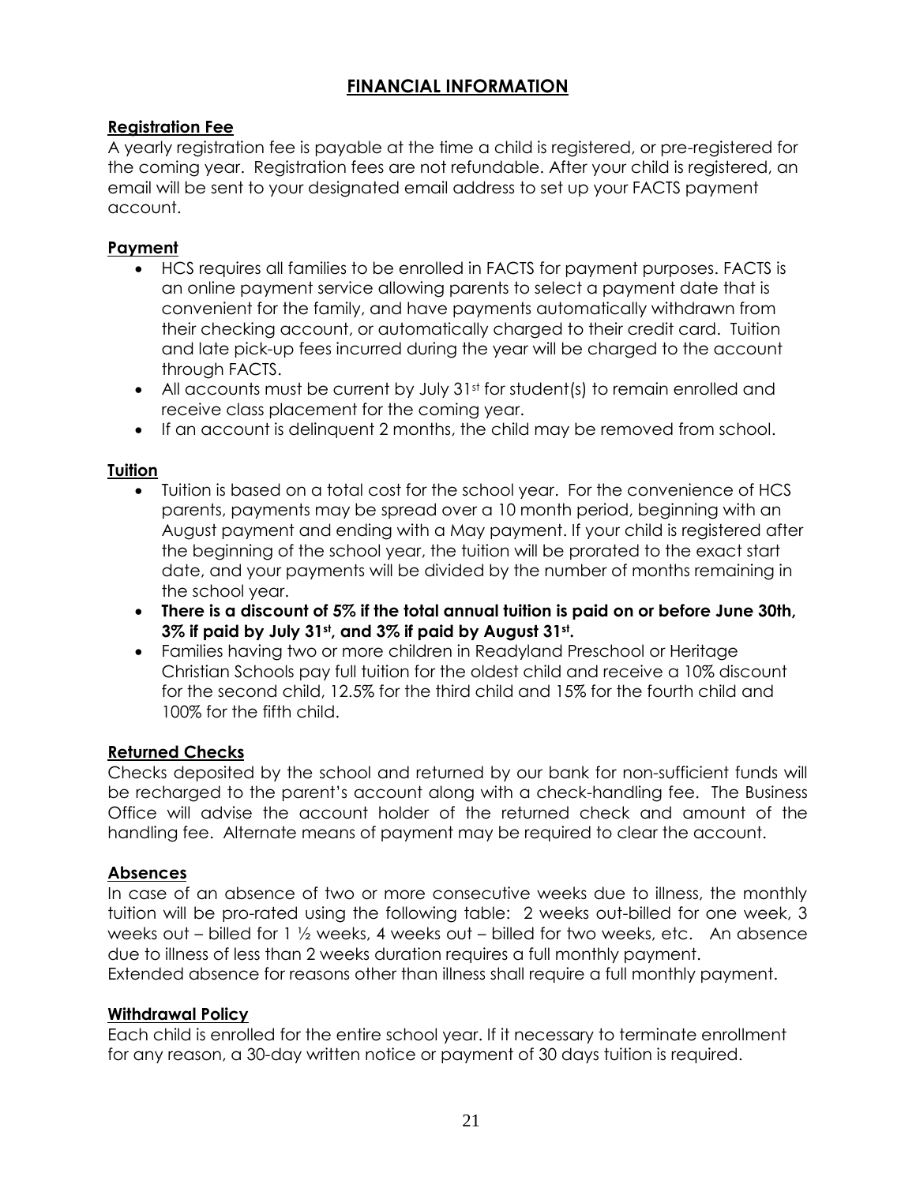# FINANCIAL INFORMATION

## Registration Fee

A yearly registration fee is payable at the time a child is registered, or pre-registered for the coming year. Registration fees are not refundable. After your child is registered, an email will be sent to your designated email address to set up your FACTS payment account.

## Payment

- HCS requires all families to be enrolled in FACTS for payment purposes. FACTS is an online payment service allowing parents to select a payment date that is convenient for the family, and have payments automatically withdrawn from their checking account, or automatically charged to their credit card. Tuition and late pick-up fees incurred during the year will be charged to the account through FACTS.
- All accounts must be current by July 31st for student(s) to remain enrolled and receive class placement for the coming year.
- If an account is delinquent 2 months, the child may be removed from school.

## Tuition

- Tuition is based on a total cost for the school year. For the convenience of HCS parents, payments may be spread over a 10 month period, beginning with an August payment and ending with a May payment. If your child is registered after the beginning of the school year, the tuition will be prorated to the exact start date, and your payments will be divided by the number of months remaining in the school year.
- **There is a discount of 5% if the total annual tuition is paid on or before June 30th, 3% if paid by July 31st, and 3% if paid by August 31st.**
- Families having two or more children in Readyland Preschool or Heritage Christian Schools pay full tuition for the oldest child and receive a 10% discount for the second child, 12.5% for the third child and 15% for the fourth child and 100% for the fifth child.

## Returned Checks

Checks deposited by the school and returned by our bank for non-sufficient funds will be recharged to the parent's account along with a check-handling fee. The Business Office will advise the account holder of the returned check and amount of the handling fee. Alternate means of payment may be required to clear the account.

## Absences

In case of an absence of two or more consecutive weeks due to illness, the monthly tuition will be pro-rated using the following table: 2 weeks out-billed for one week, 3 weeks out – billed for 1 ½ weeks, 4 weeks out – billed for two weeks, etc. An absence due to illness of less than 2 weeks duration requires a full monthly payment.
Extended absence for reasons other than illness shall require a full monthly payment.

## Withdrawal Policy

Each child is enrolled for the entire school year. If it necessary to terminate enrollment for any reason, a 30-day written notice or payment of 30 days tuition is required.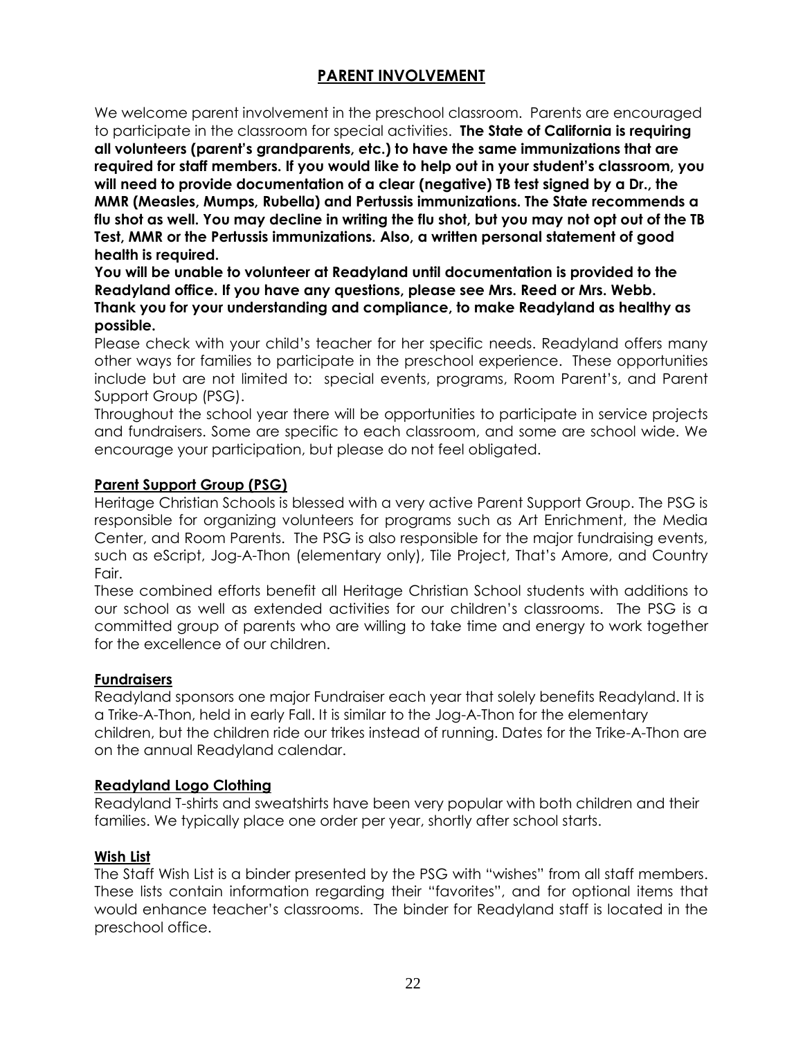## PARENT INVOLVEMENT

We welcome parent involvement in the preschool classroom. Parents are encouraged to participate in the classroom for special activities. **The State of California is requiring all volunteers (parent's grandparents, etc.) to have the same immunizations that are required for staff members. If you would like to help out in your student's classroom, you will need to provide documentation of a clear (negative) TB test signed by a Dr., the MMR (Measles, Mumps, Rubella) and Pertussis immunizations. The State recommends a flu shot as well. You may decline in writing the flu shot, but you may not opt out of the TB Test, MMR or the Pertussis immunizations. Also, a written personal statement of good health is required.**

**You will be unable to volunteer at Readyland until documentation is provided to the Readyland office. If you have any questions, please see Mrs. Reed or Mrs. Webb. Thank you for your understanding and compliance, to make Readyland as healthy as possible.**

Please check with your child's teacher for her specific needs. Readyland offers many other ways for families to participate in the preschool experience. These opportunities include but are not limited to: special events, programs, Room Parent's, and Parent Support Group (PSG).

Throughout the school year there will be opportunities to participate in service projects and fundraisers. Some are specific to each classroom, and some are school wide. We encourage your participation, but please do not feel obligated.

### Parent Support Group (PSG)

Heritage Christian Schools is blessed with a very active Parent Support Group. The PSG is responsible for organizing volunteers for programs such as Art Enrichment, the Media Center, and Room Parents. The PSG is also responsible for the major fundraising events, such as eScript, Jog-A-Thon (elementary only), Tile Project, That's Amore, and Country Fair.

These combined efforts benefit all Heritage Christian School students with additions to our school as well as extended activities for our children's classrooms. The PSG is a committed group of parents who are willing to take time and energy to work together for the excellence of our children.

### Fundraisers

Readyland sponsors one major Fundraiser each year that solely benefits Readyland. It is a Trike-A-Thon, held in early Fall. It is similar to the Jog-A-Thon for the elementary children, but the children ride our trikes instead of running. Dates for the Trike-A-Thon are on the annual Readyland calendar.

### Readyland Logo Clothing

Readyland T-shirts and sweatshirts have been very popular with both children and their families. We typically place one order per year, shortly after school starts.

### Wish List

The Staff Wish List is a binder presented by the PSG with "wishes" from all staff members. These lists contain information regarding their "favorites", and for optional items that would enhance teacher's classrooms. The binder for Readyland staff is located in the preschool office.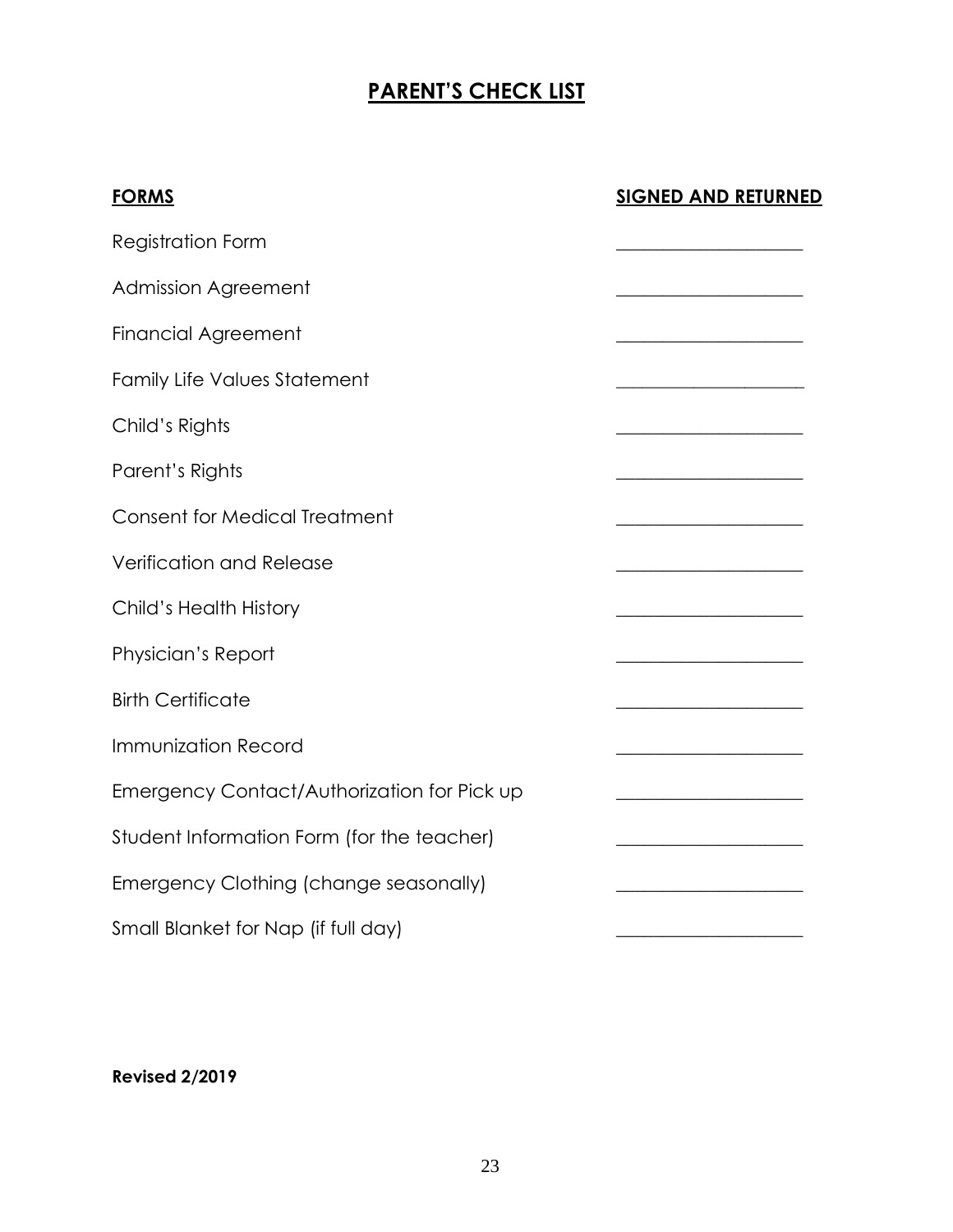# PARENT'S CHECK LIST

| FORMS | SIGNED AND RETURNED |
| --- | --- |
| Registration Form | ____________________ |
| Admission Agreement | ____________________ |
| Financial Agreement | ____________________ |
| Family Life Values Statement | ____________________ |
| Child's Rights | ____________________ |
| Parent's Rights | ____________________ |
| Consent for Medical Treatment | ____________________ |
| Verification and Release | ____________________ |
| Child's Health History | ____________________ |
| Physician's Report | ____________________ |
| Birth Certificate | ____________________ |
| Immunization Record | ____________________ |
| Emergency Contact/Authorization for Pick up | ____________________ |
| Student Information Form (for the teacher) | ____________________ |
| Emergency Clothing (change seasonally) | ____________________ |
| Small Blanket for Nap (if full day) | ____________________ |

**Revised 2/2019**